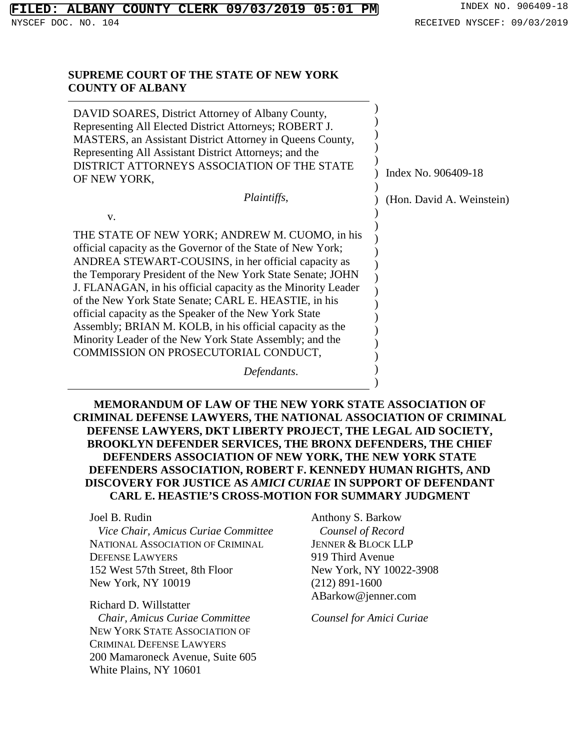**SUPREME COURT OF THE STATE OF NEW YORK**
**COUNTY OF ALBANY**

DAVID SOARES, District Attorney of Albany County, Representing All Elected District Attorneys; ROBERT J. MASTERS, an Assistant District Attorney in Queens County, Representing All Assistant District Attorneys; and the DISTRICT ATTORNEYS ASSOCIATION OF THE STATE OF NEW YORK,

*Plaintiffs*,

v.

THE STATE OF NEW YORK; ANDREW M. CUOMO, in his official capacity as the Governor of the State of New York; ANDREA STEWART-COUSINS, in her official capacity as the Temporary President of the New York State Senate; JOHN J. FLANAGAN, in his official capacity as the Minority Leader of the New York State Senate; CARL E. HEASTIE, in his official capacity as the Speaker of the New York State Assembly; BRIAN M. KOLB, in his official capacity as the Minority Leader of the New York State Assembly; and the COMMISSION ON PROSECUTORIAL CONDUCT,

*Defendants*.

Index No. 906409-18

(Hon. David A. Weinstein)

**MEMORANDUM OF LAW OF THE NEW YORK STATE ASSOCIATION OF CRIMINAL DEFENSE LAWYERS, THE NATIONAL ASSOCIATION OF CRIMINAL DEFENSE LAWYERS, DKT LIBERTY PROJECT, THE LEGAL AID SOCIETY, BROOKLYN DEFENDER SERVICES, THE BRONX DEFENDERS, THE CHIEF DEFENDERS ASSOCIATION OF NEW YORK, THE NEW YORK STATE DEFENDERS ASSOCIATION, ROBERT F. KENNEDY HUMAN RIGHTS, AND DISCOVERY FOR JUSTICE AS *AMICI CURIAE* IN SUPPORT OF DEFENDANT CARL E. HEASTIE'S CROSS-MOTION FOR SUMMARY JUDGMENT**

Joel B. Rudin
*Vice Chair, Amicus Curiae Committee*
NATIONAL ASSOCIATION OF CRIMINAL DEFENSE LAWYERS
152 West 57th Street, 8th Floor
New York, NY 10019

Richard D. Willstatter
*Chair, Amicus Curiae Committee*
NEW YORK STATE ASSOCIATION OF CRIMINAL DEFENSE LAWYERS
200 Mamaroneck Avenue, Suite 605
White Plains, NY 10601

Anthony S. Barkow
*Counsel of Record*
JENNER & BLOCK LLP
919 Third Avenue
New York, NY 10022-3908
(212) 891-1600
ABarkow@jenner.com

*Counsel for Amici Curiae*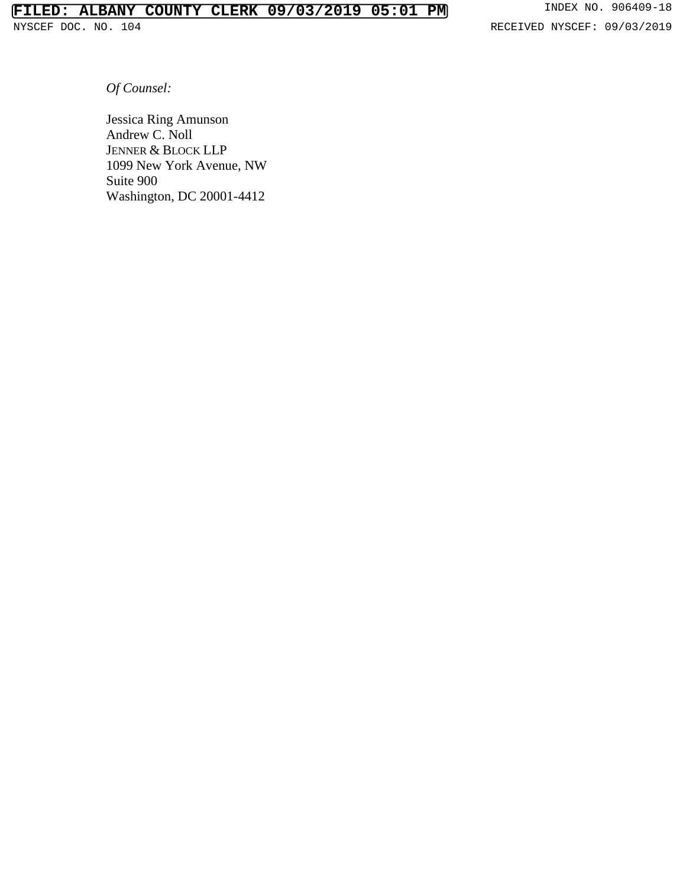*Of Counsel:*

Jessica Ring Amunson
Andrew C. Noll
JENNER & BLOCK LLP
1099 New York Avenue, NW
Suite 900
Washington, DC 20001-4412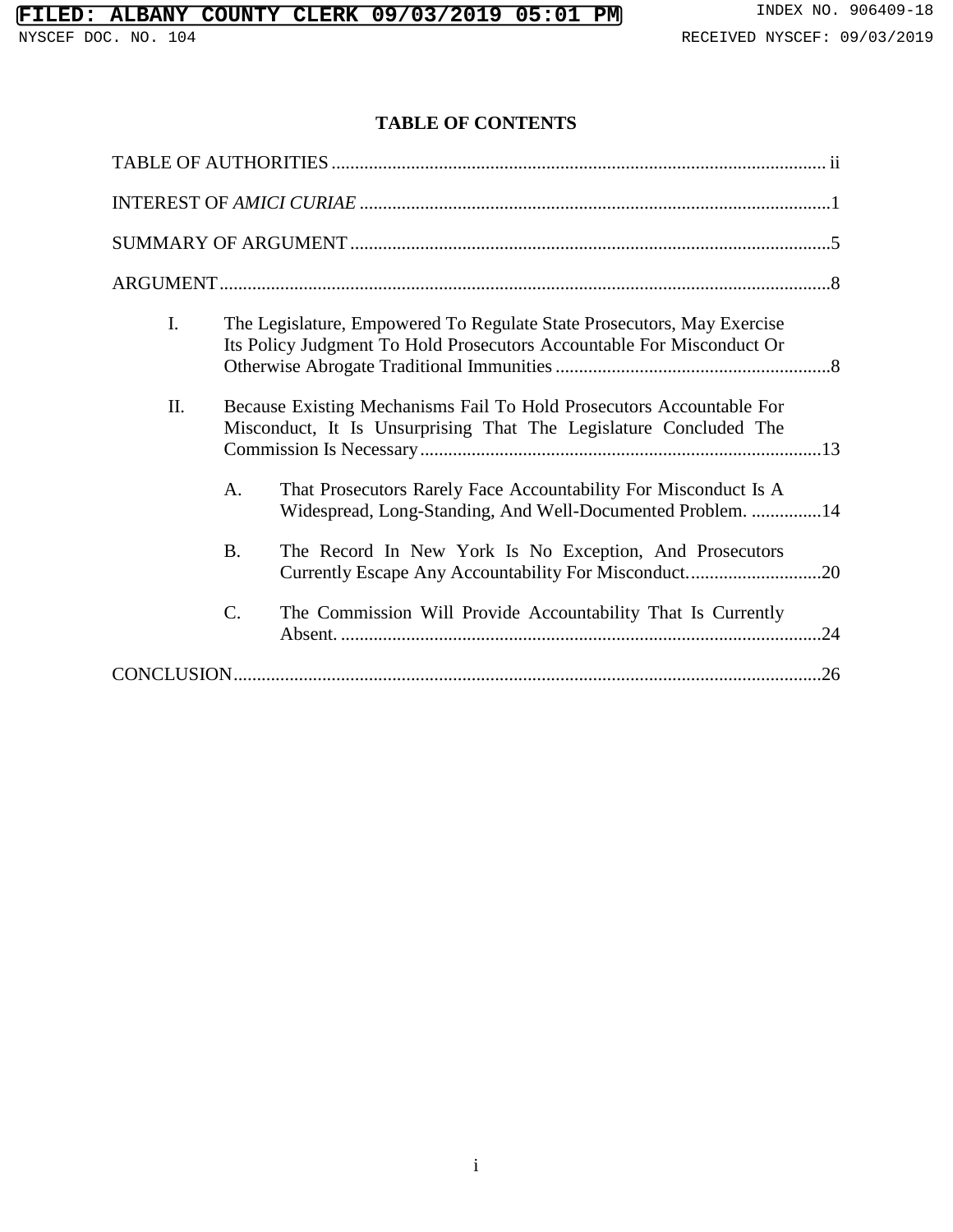## TABLE OF CONTENTS

TABLE OF AUTHORITIES .......... ii

INTEREST OF *AMICI CURIAE* .......... 1

SUMMARY OF ARGUMENT .......... 5

ARGUMENT .......... 8

- I. The Legislature, Empowered To Regulate State Prosecutors, May Exercise Its Policy Judgment To Hold Prosecutors Accountable For Misconduct Or Otherwise Abrogate Traditional Immunities .......... 8
- II. Because Existing Mechanisms Fail To Hold Prosecutors Accountable For Misconduct, It Is Unsurprising That The Legislature Concluded The Commission Is Necessary .......... 13
  - A. That Prosecutors Rarely Face Accountability For Misconduct Is A Widespread, Long-Standing, And Well-Documented Problem. .......... 14
  - B. The Record In New York Is No Exception, And Prosecutors Currently Escape Any Accountability For Misconduct. .......... 20
  - C. The Commission Will Provide Accountability That Is Currently Absent. .......... 24

CONCLUSION .......... 26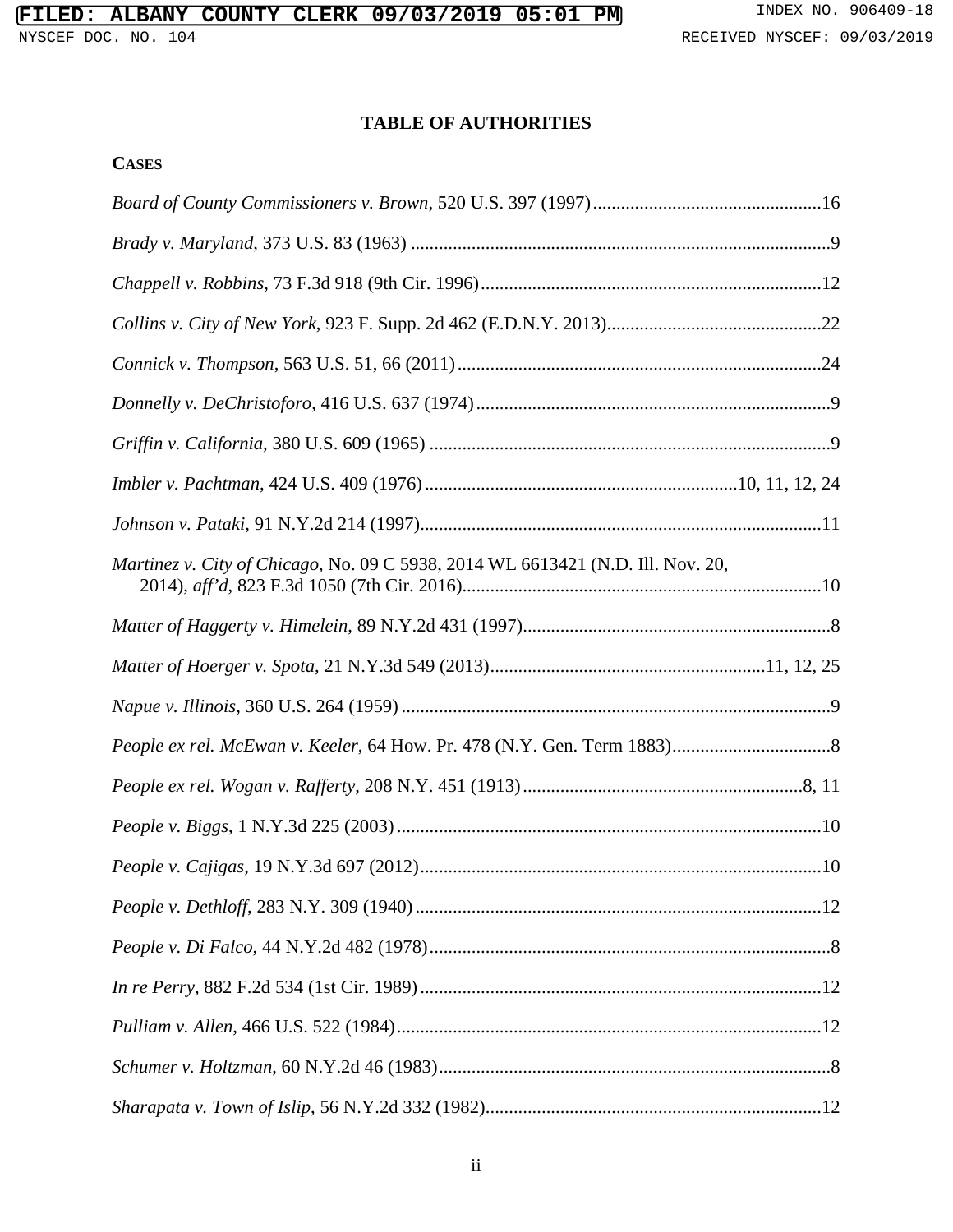## TABLE OF AUTHORITIES

**CASES**

*Board of County Commissioners v. Brown*, 520 U.S. 397 (1997) ....................16

*Brady v. Maryland*, 373 U.S. 83 (1963) ....................9

*Chappell v. Robbins*, 73 F.3d 918 (9th Cir. 1996) ....................12

*Collins v. City of New York*, 923 F. Supp. 2d 462 (E.D.N.Y. 2013) ....................22

*Connick v. Thompson*, 563 U.S. 51, 66 (2011) ....................24

*Donnelly v. DeChristoforo*, 416 U.S. 637 (1974) ....................9

*Griffin v. California*, 380 U.S. 609 (1965) ....................9

*Imbler v. Pachtman*, 424 U.S. 409 (1976) ....................10, 11, 12, 24

*Johnson v. Pataki*, 91 N.Y.2d 214 (1997) ....................11

*Martinez v. City of Chicago*, No. 09 C 5938, 2014 WL 6613421 (N.D. Ill. Nov. 20, 2014), *aff'd*, 823 F.3d 1050 (7th Cir. 2016) ....................10

*Matter of Haggerty v. Himelein*, 89 N.Y.2d 431 (1997) ....................8

*Matter of Hoerger v. Spota*, 21 N.Y.3d 549 (2013) ....................11, 12, 25

*Napue v. Illinois*, 360 U.S. 264 (1959) ....................9

*People ex rel. McEwan v. Keeler*, 64 How. Pr. 478 (N.Y. Gen. Term 1883) ....................8

*People ex rel. Wogan v. Rafferty*, 208 N.Y. 451 (1913) ....................8, 11

*People v. Biggs*, 1 N.Y.3d 225 (2003) ....................10

*People v. Cajigas*, 19 N.Y.3d 697 (2012) ....................10

*People v. Dethloff*, 283 N.Y. 309 (1940) ....................12

*People v. Di Falco*, 44 N.Y.2d 482 (1978) ....................8

*In re Perry*, 882 F.2d 534 (1st Cir. 1989) ....................12

*Pulliam v. Allen*, 466 U.S. 522 (1984) ....................12

*Schumer v. Holtzman*, 60 N.Y.2d 46 (1983) ....................8

*Sharapata v. Town of Islip*, 56 N.Y.2d 332 (1982) ....................12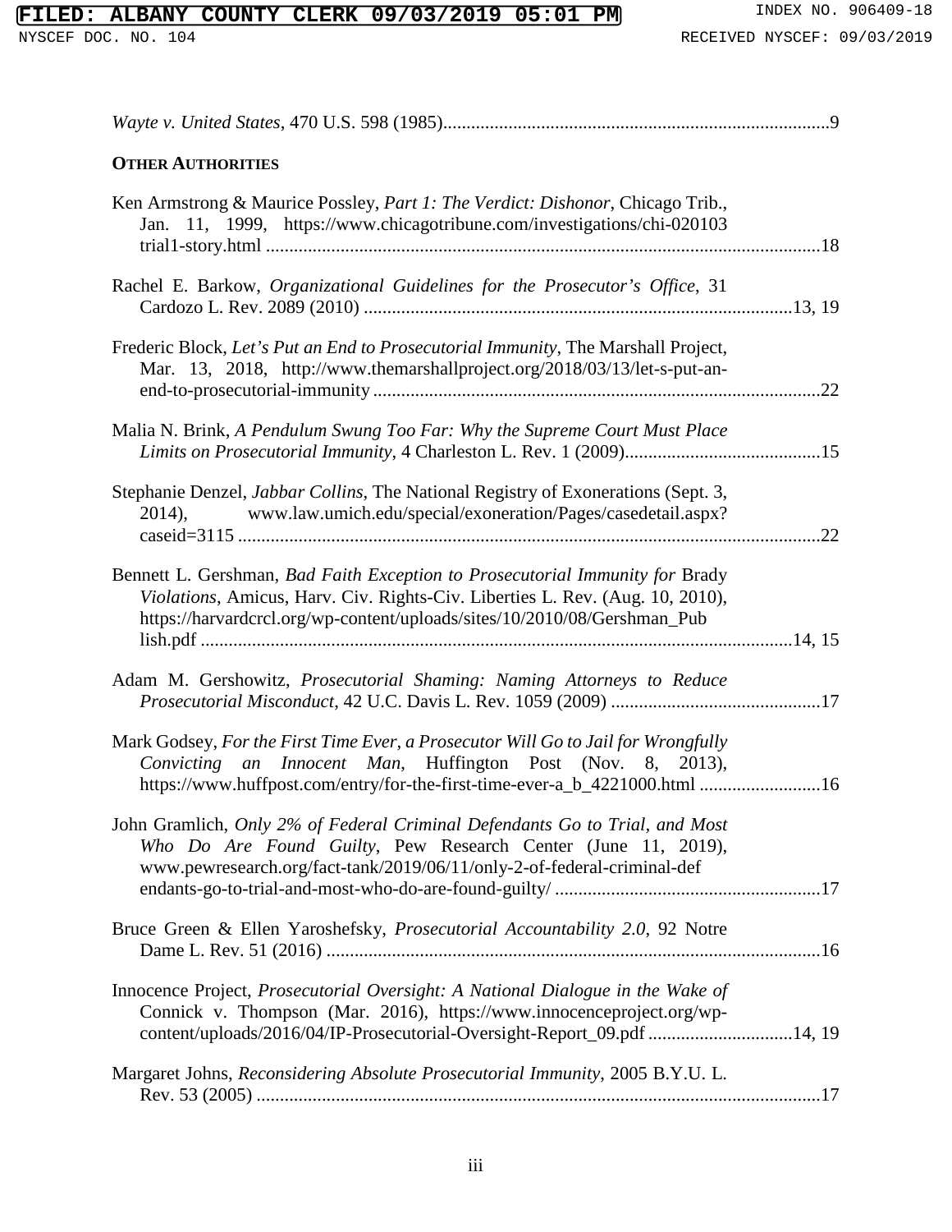*Wayte v. United States*, 470 U.S. 598 (1985)....................................................................................9

**OTHER AUTHORITIES**

Ken Armstrong & Maurice Possley, *Part 1: The Verdict: Dishonor*, Chicago Trib., Jan. 11, 1999, https://www.chicagotribune.com/investigations/chi-020103trial1-story.html .......................................................................................................................18

Rachel E. Barkow, *Organizational Guidelines for the Prosecutor's Office*, 31 Cardozo L. Rev. 2089 (2010) ..........................................................................................13, 19

Frederic Block, *Let's Put an End to Prosecutorial Immunity*, The Marshall Project, Mar. 13, 2018, http://www.themarshallproject.org/2018/03/13/let-s-put-an-end-to-prosecutorial-immunity...............................................................................................22

Malia N. Brink, *A Pendulum Swung Too Far: Why the Supreme Court Must Place Limits on Prosecutorial Immunity*, 4 Charleston L. Rev. 1 (2009)..........................................15

Stephanie Denzel, *Jabbar Collins*, The National Registry of Exonerations (Sept. 3, 2014), www.law.umich.edu/special/exoneration/Pages/casedetail.aspx?caseid=3115 .............................................................................................................................22

Bennett L. Gershman, *Bad Faith Exception to Prosecutorial Immunity for* Brady *Violations*, Amicus, Harv. Civ. Rights-Civ. Liberties L. Rev. (Aug. 10, 2010), https://harvardcrcl.org/wp-content/uploads/sites/10/2010/08/Gershman_Publish.pdf ..............................................................................................................................14, 15

Adam M. Gershowitz, *Prosecutorial Shaming: Naming Attorneys to Reduce Prosecutorial Misconduct*, 42 U.C. Davis L. Rev. 1059 (2009) .............................................17

Mark Godsey, *For the First Time Ever, a Prosecutor Will Go to Jail for Wrongfully Convicting an Innocent Man*, Huffington Post (Nov. 8, 2013), https://www.huffpost.com/entry/for-the-first-time-ever-a_b_4221000.html .........................16

John Gramlich, *Only 2% of Federal Criminal Defendants Go to Trial, and Most Who Do Are Found Guilty*, Pew Research Center (June 11, 2019), www.pewresearch.org/fact-tank/2019/06/11/only-2-of-federal-criminal-defendants-go-to-trial-and-most-who-do-are-found-guilty/ .........................................................17

Bruce Green & Ellen Yaroshefsky, *Prosecutorial Accountability 2.0*, 92 Notre Dame L. Rev. 51 (2016) ..........................................................................................................16

Innocence Project, *Prosecutorial Oversight: A National Dialogue in the Wake of* Connick v. Thompson (Mar. 2016), https://www.innocenceproject.org/wp-content/uploads/2016/04/IP-Prosecutorial-Oversight-Report_09.pdf ...............................14, 19

Margaret Johns, *Reconsidering Absolute Prosecutorial Immunity*, 2005 B.Y.U. L. Rev. 53 (2005) .........................................................................................................................17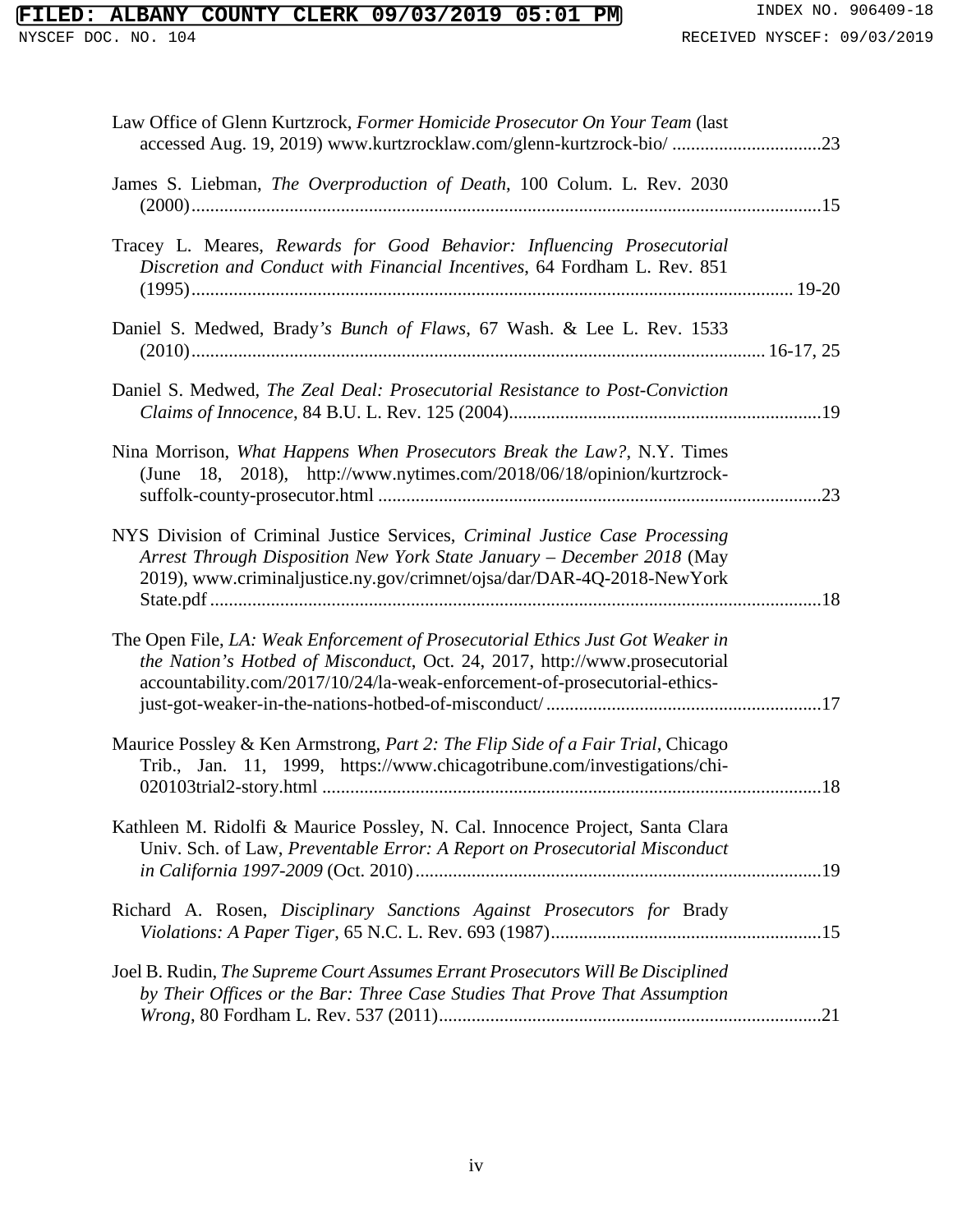Law Office of Glenn Kurtzrock, *Former Homicide Prosecutor On Your Team* (last accessed Aug. 19, 2019) www.kurtzrocklaw.com/glenn-kurtzrock-bio/ ................................23

James S. Liebman, *The Overproduction of Death*, 100 Colum. L. Rev. 2030 (2000).......................................................................................................................15

Tracey L. Meares, *Rewards for Good Behavior: Influencing Prosecutorial Discretion and Conduct with Financial Incentives*, 64 Fordham L. Rev. 851 (1995)............................................................................................................... 19-20

Daniel S. Medwed, Brady*'s Bunch of Flaws*, 67 Wash. & Lee L. Rev. 1533 (2010)......................................................................................................... 16-17, 25

Daniel S. Medwed, *The Zeal Deal: Prosecutorial Resistance to Post-Conviction Claims of Innocence*, 84 B.U. L. Rev. 125 (2004)...................................................................19

Nina Morrison, *What Happens When Prosecutors Break the Law?*, N.Y. Times (June 18, 2018), http://www.nytimes.com/2018/06/18/opinion/kurtzrock-suffolk-county-prosecutor.html ..............................................................................................23

NYS Division of Criminal Justice Services, *Criminal Justice Case Processing Arrest Through Disposition New York State January – December 2018* (May 2019), www.criminaljustice.ny.gov/crimnet/ojsa/dar/DAR-4Q-2018-NewYork State.pdf ..................................................................................................................18

The Open File, *LA: Weak Enforcement of Prosecutorial Ethics Just Got Weaker in the Nation's Hotbed of Misconduct*, Oct. 24, 2017, http://www.prosecutorial accountability.com/2017/10/24/la-weak-enforcement-of-prosecutorial-ethics-just-got-weaker-in-the-nations-hotbed-of-misconduct/...........................................................17

Maurice Possley & Ken Armstrong, *Part 2: The Flip Side of a Fair Trial*, Chicago Trib., Jan. 11, 1999, https://www.chicagotribune.com/investigations/chi-020103trial2-story.html ...........................................................................................................18

Kathleen M. Ridolfi & Maurice Possley, N. Cal. Innocence Project, Santa Clara Univ. Sch. of Law, *Preventable Error: A Report on Prosecutorial Misconduct in California 1997-2009* (Oct. 2010).......................................................................................19

Richard A. Rosen, *Disciplinary Sanctions Against Prosecutors for* Brady *Violations: A Paper Tiger*, 65 N.C. L. Rev. 693 (1987)..........................................................15

Joel B. Rudin, *The Supreme Court Assumes Errant Prosecutors Will Be Disciplined by Their Offices or the Bar: Three Case Studies That Prove That Assumption Wrong*, 80 Fordham L. Rev. 537 (2011)..................................................................................21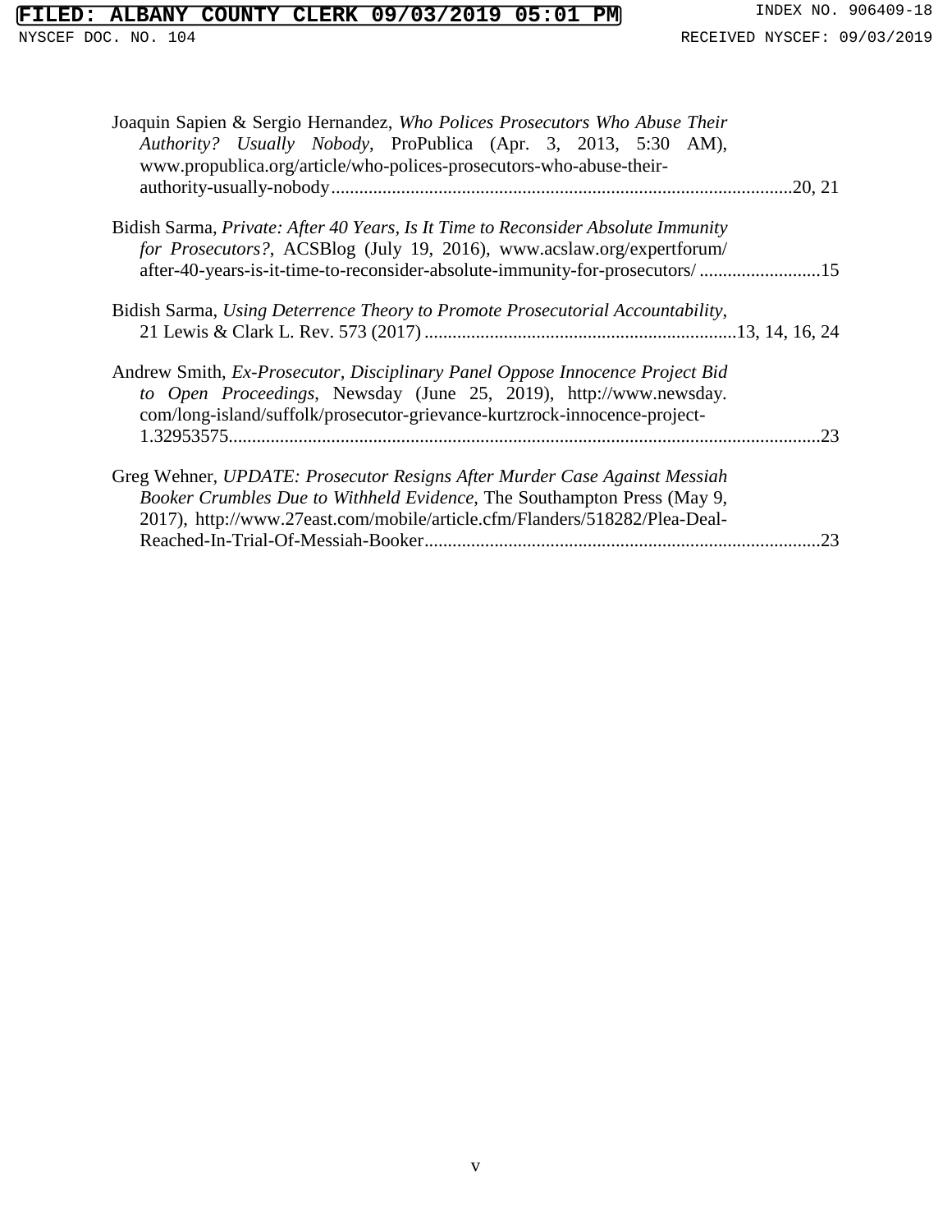Joaquin Sapien & Sergio Hernandez, *Who Polices Prosecutors Who Abuse Their Authority? Usually Nobody*, ProPublica (Apr. 3, 2013, 5:30 AM), www.propublica.org/article/who-polices-prosecutors-who-abuse-their-authority-usually-nobody.................................................................................................20, 21

Bidish Sarma, *Private: After 40 Years, Is It Time to Reconsider Absolute Immunity for Prosecutors?*, ACSBlog (July 19, 2016), www.acslaw.org/expertforum/after-40-years-is-it-time-to-reconsider-absolute-immunity-for-prosecutors/ ..........................15

Bidish Sarma, *Using Deterrence Theory to Promote Prosecutorial Accountability*, 21 Lewis & Clark L. Rev. 573 (2017) ..................................................................13, 14, 16, 24

Andrew Smith, *Ex-Prosecutor, Disciplinary Panel Oppose Innocence Project Bid to Open Proceedings*, Newsday (June 25, 2019), http://www.newsday.com/long-island/suffolk/prosecutor-grievance-kurtzrock-innocence-project-1.32953575..............................................................................................................................23

Greg Wehner, *UPDATE: Prosecutor Resigns After Murder Case Against Messiah Booker Crumbles Due to Withheld Evidence*, The Southampton Press (May 9, 2017), http://www.27east.com/mobile/article.cfm/Flanders/518282/Plea-Deal-Reached-In-Trial-Of-Messiah-Booker....................................................................................23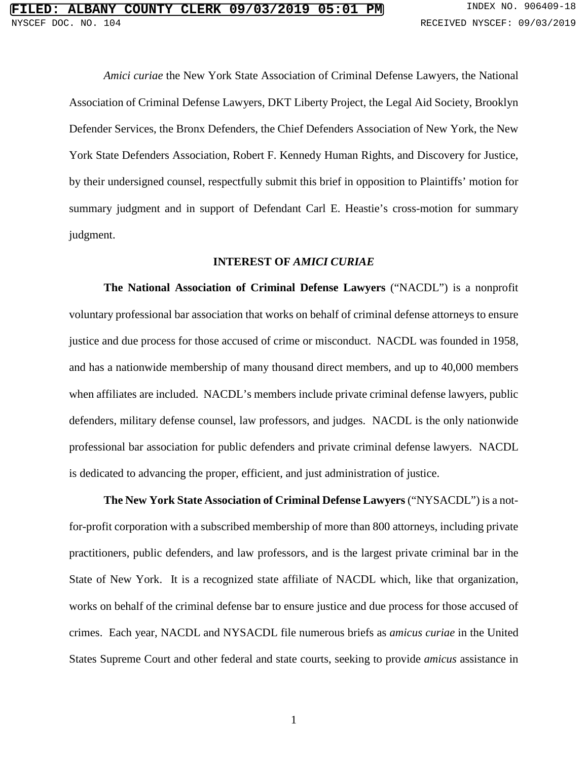*Amici curiae* the New York State Association of Criminal Defense Lawyers, the National Association of Criminal Defense Lawyers, DKT Liberty Project, the Legal Aid Society, Brooklyn Defender Services, the Bronx Defenders, the Chief Defenders Association of New York, the New York State Defenders Association, Robert F. Kennedy Human Rights, and Discovery for Justice, by their undersigned counsel, respectfully submit this brief in opposition to Plaintiffs' motion for summary judgment and in support of Defendant Carl E. Heastie's cross-motion for summary judgment.

## INTEREST OF *AMICI CURIAE*

**The National Association of Criminal Defense Lawyers** ("NACDL") is a nonprofit voluntary professional bar association that works on behalf of criminal defense attorneys to ensure justice and due process for those accused of crime or misconduct. NACDL was founded in 1958, and has a nationwide membership of many thousand direct members, and up to 40,000 members when affiliates are included. NACDL's members include private criminal defense lawyers, public defenders, military defense counsel, law professors, and judges. NACDL is the only nationwide professional bar association for public defenders and private criminal defense lawyers. NACDL is dedicated to advancing the proper, efficient, and just administration of justice.

**The New York State Association of Criminal Defense Lawyers** ("NYSACDL") is a not-for-profit corporation with a subscribed membership of more than 800 attorneys, including private practitioners, public defenders, and law professors, and is the largest private criminal bar in the State of New York. It is a recognized state affiliate of NACDL which, like that organization, works on behalf of the criminal defense bar to ensure justice and due process for those accused of crimes. Each year, NACDL and NYSACDL file numerous briefs as *amicus curiae* in the United States Supreme Court and other federal and state courts, seeking to provide *amicus* assistance in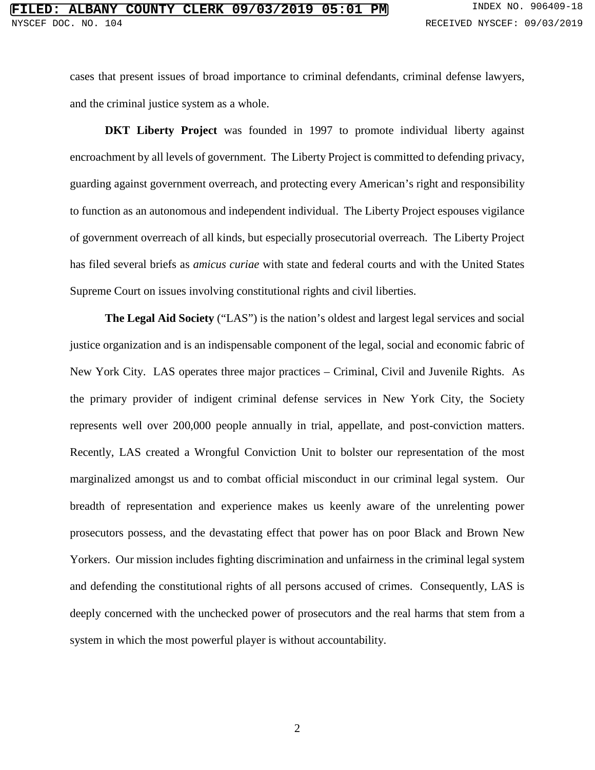cases that present issues of broad importance to criminal defendants, criminal defense lawyers, and the criminal justice system as a whole.

**DKT Liberty Project** was founded in 1997 to promote individual liberty against encroachment by all levels of government. The Liberty Project is committed to defending privacy, guarding against government overreach, and protecting every American's right and responsibility to function as an autonomous and independent individual. The Liberty Project espouses vigilance of government overreach of all kinds, but especially prosecutorial overreach. The Liberty Project has filed several briefs as *amicus curiae* with state and federal courts and with the United States Supreme Court on issues involving constitutional rights and civil liberties.

**The Legal Aid Society** ("LAS") is the nation's oldest and largest legal services and social justice organization and is an indispensable component of the legal, social and economic fabric of New York City. LAS operates three major practices – Criminal, Civil and Juvenile Rights. As the primary provider of indigent criminal defense services in New York City, the Society represents well over 200,000 people annually in trial, appellate, and post-conviction matters. Recently, LAS created a Wrongful Conviction Unit to bolster our representation of the most marginalized amongst us and to combat official misconduct in our criminal legal system. Our breadth of representation and experience makes us keenly aware of the unrelenting power prosecutors possess, and the devastating effect that power has on poor Black and Brown New Yorkers. Our mission includes fighting discrimination and unfairness in the criminal legal system and defending the constitutional rights of all persons accused of crimes. Consequently, LAS is deeply concerned with the unchecked power of prosecutors and the real harms that stem from a system in which the most powerful player is without accountability.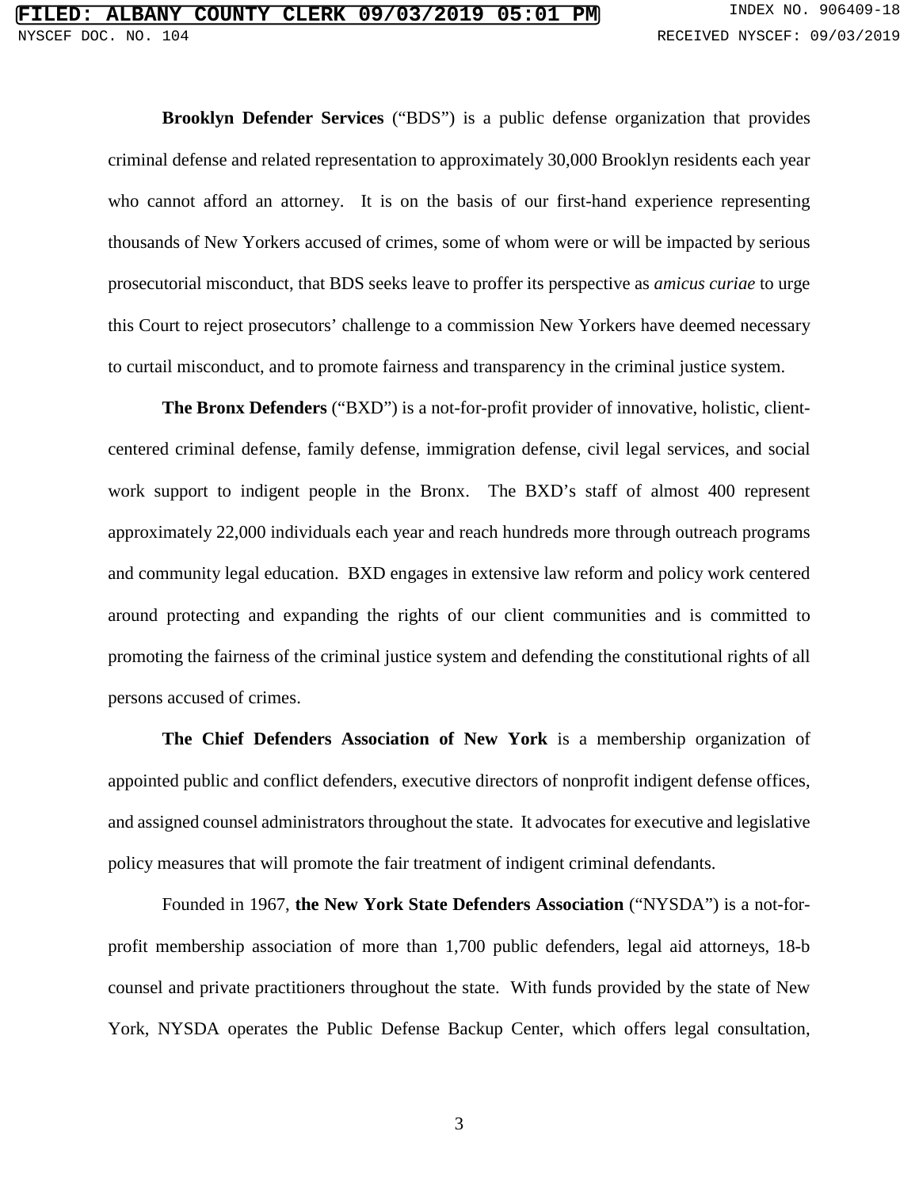**Brooklyn Defender Services** ("BDS") is a public defense organization that provides criminal defense and related representation to approximately 30,000 Brooklyn residents each year who cannot afford an attorney. It is on the basis of our first-hand experience representing thousands of New Yorkers accused of crimes, some of whom were or will be impacted by serious prosecutorial misconduct, that BDS seeks leave to proffer its perspective as *amicus curiae* to urge this Court to reject prosecutors' challenge to a commission New Yorkers have deemed necessary to curtail misconduct, and to promote fairness and transparency in the criminal justice system.

**The Bronx Defenders** ("BXD") is a not-for-profit provider of innovative, holistic, client-centered criminal defense, family defense, immigration defense, civil legal services, and social work support to indigent people in the Bronx. The BXD's staff of almost 400 represent approximately 22,000 individuals each year and reach hundreds more through outreach programs and community legal education. BXD engages in extensive law reform and policy work centered around protecting and expanding the rights of our client communities and is committed to promoting the fairness of the criminal justice system and defending the constitutional rights of all persons accused of crimes.

**The Chief Defenders Association of New York** is a membership organization of appointed public and conflict defenders, executive directors of nonprofit indigent defense offices, and assigned counsel administrators throughout the state. It advocates for executive and legislative policy measures that will promote the fair treatment of indigent criminal defendants.

Founded in 1967, **the New York State Defenders Association** ("NYSDA") is a not-for-profit membership association of more than 1,700 public defenders, legal aid attorneys, 18-b counsel and private practitioners throughout the state. With funds provided by the state of New York, NYSDA operates the Public Defense Backup Center, which offers legal consultation,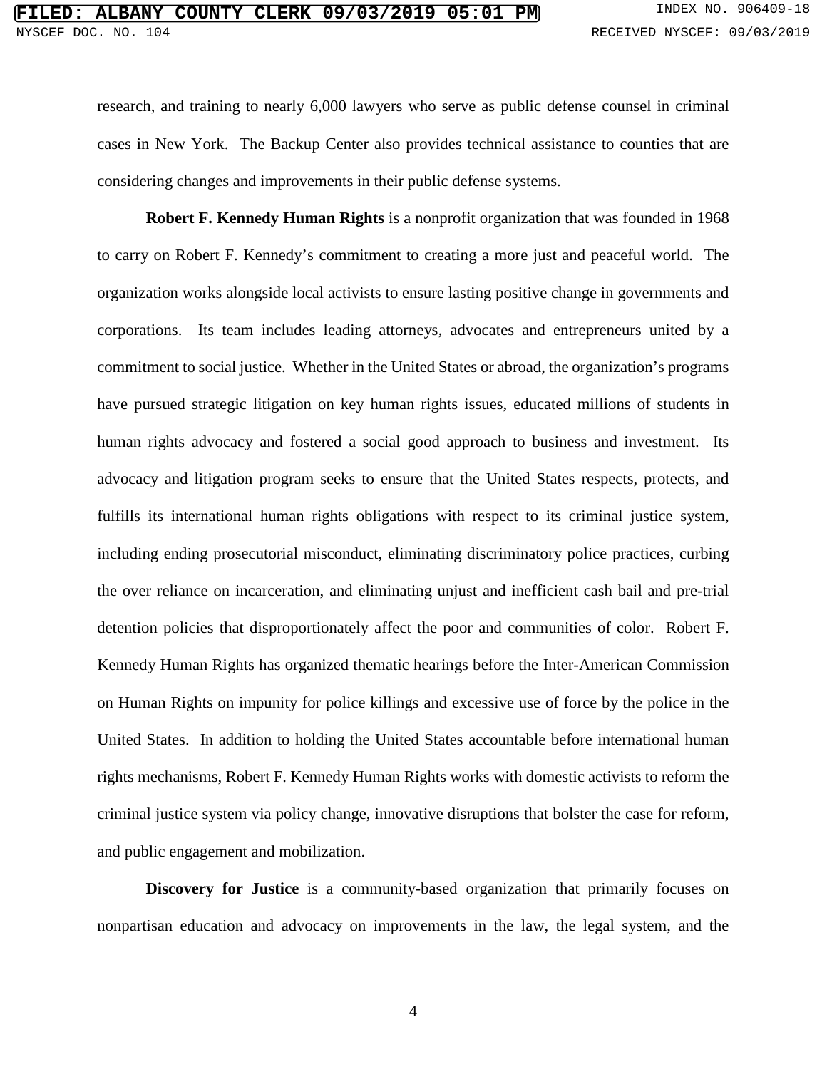research, and training to nearly 6,000 lawyers who serve as public defense counsel in criminal cases in New York. The Backup Center also provides technical assistance to counties that are considering changes and improvements in their public defense systems.

**Robert F. Kennedy Human Rights** is a nonprofit organization that was founded in 1968 to carry on Robert F. Kennedy's commitment to creating a more just and peaceful world. The organization works alongside local activists to ensure lasting positive change in governments and corporations. Its team includes leading attorneys, advocates and entrepreneurs united by a commitment to social justice. Whether in the United States or abroad, the organization's programs have pursued strategic litigation on key human rights issues, educated millions of students in human rights advocacy and fostered a social good approach to business and investment. Its advocacy and litigation program seeks to ensure that the United States respects, protects, and fulfills its international human rights obligations with respect to its criminal justice system, including ending prosecutorial misconduct, eliminating discriminatory police practices, curbing the over reliance on incarceration, and eliminating unjust and inefficient cash bail and pre-trial detention policies that disproportionately affect the poor and communities of color. Robert F. Kennedy Human Rights has organized thematic hearings before the Inter-American Commission on Human Rights on impunity for police killings and excessive use of force by the police in the United States. In addition to holding the United States accountable before international human rights mechanisms, Robert F. Kennedy Human Rights works with domestic activists to reform the criminal justice system via policy change, innovative disruptions that bolster the case for reform, and public engagement and mobilization.

**Discovery for Justice** is a community-based organization that primarily focuses on nonpartisan education and advocacy on improvements in the law, the legal system, and the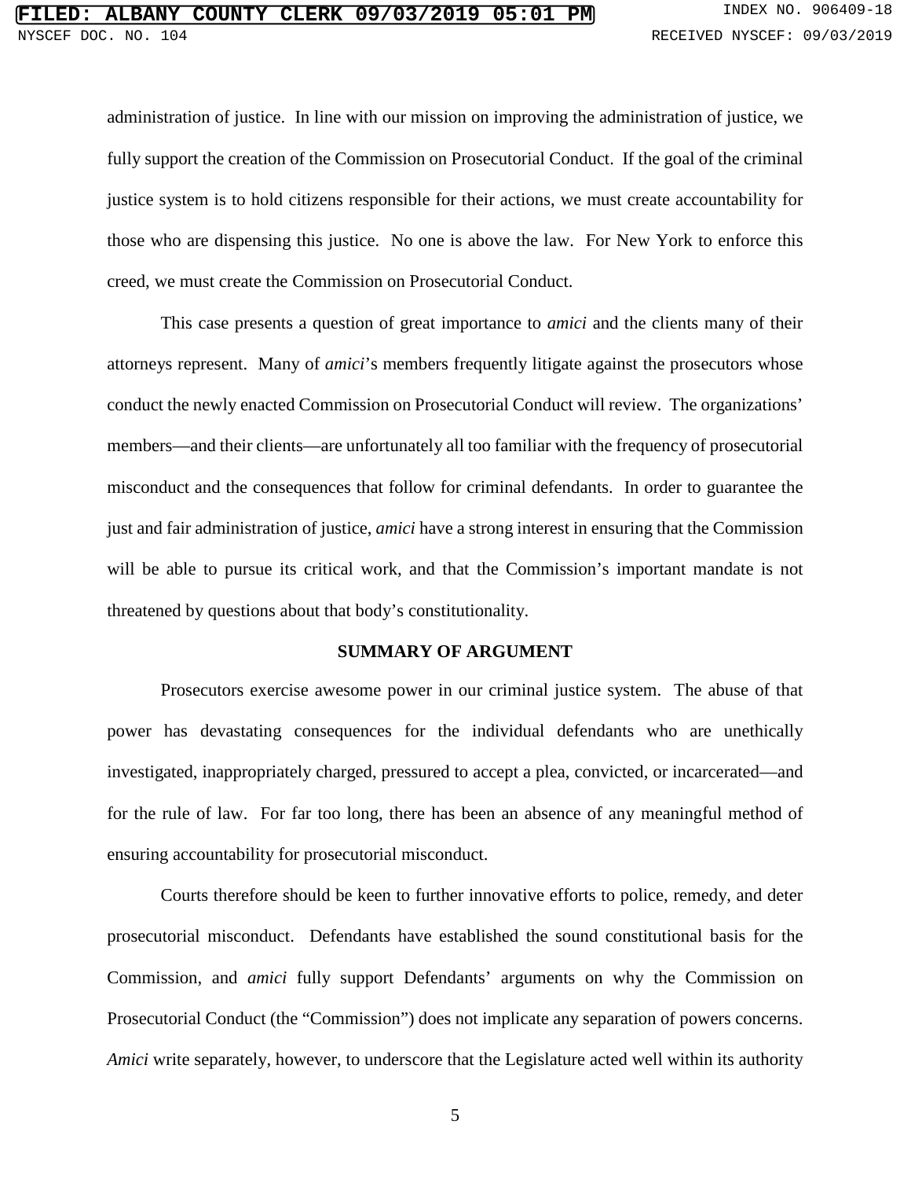administration of justice. In line with our mission on improving the administration of justice, we fully support the creation of the Commission on Prosecutorial Conduct. If the goal of the criminal justice system is to hold citizens responsible for their actions, we must create accountability for those who are dispensing this justice. No one is above the law. For New York to enforce this creed, we must create the Commission on Prosecutorial Conduct.

This case presents a question of great importance to *amici* and the clients many of their attorneys represent. Many of *amici*'s members frequently litigate against the prosecutors whose conduct the newly enacted Commission on Prosecutorial Conduct will review. The organizations' members—and their clients—are unfortunately all too familiar with the frequency of prosecutorial misconduct and the consequences that follow for criminal defendants. In order to guarantee the just and fair administration of justice, *amici* have a strong interest in ensuring that the Commission will be able to pursue its critical work, and that the Commission's important mandate is not threatened by questions about that body's constitutionality.

## SUMMARY OF ARGUMENT

Prosecutors exercise awesome power in our criminal justice system. The abuse of that power has devastating consequences for the individual defendants who are unethically investigated, inappropriately charged, pressured to accept a plea, convicted, or incarcerated—and for the rule of law. For far too long, there has been an absence of any meaningful method of ensuring accountability for prosecutorial misconduct.

Courts therefore should be keen to further innovative efforts to police, remedy, and deter prosecutorial misconduct. Defendants have established the sound constitutional basis for the Commission, and *amici* fully support Defendants' arguments on why the Commission on Prosecutorial Conduct (the "Commission") does not implicate any separation of powers concerns. *Amici* write separately, however, to underscore that the Legislature acted well within its authority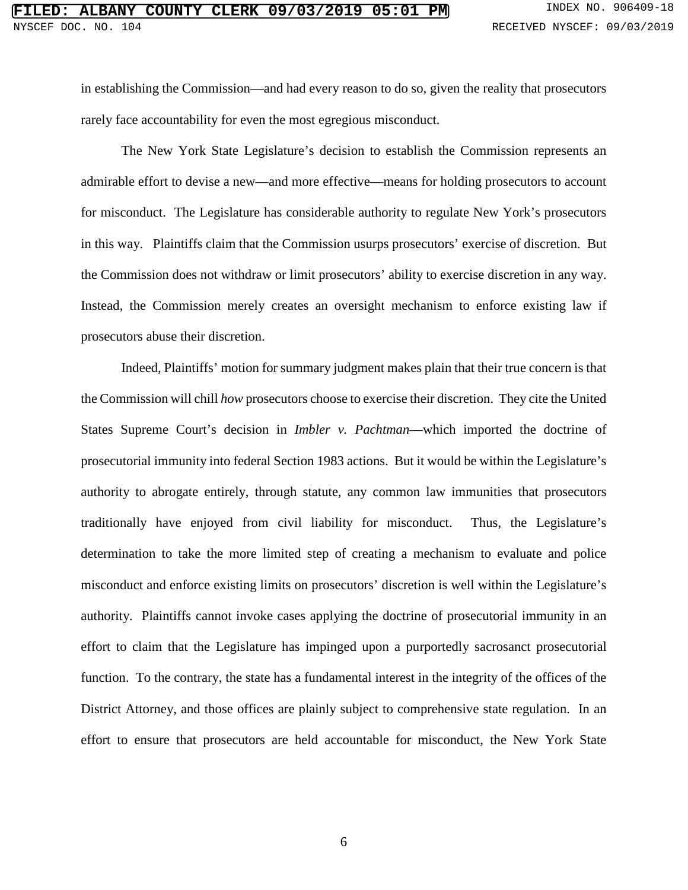in establishing the Commission—and had every reason to do so, given the reality that prosecutors rarely face accountability for even the most egregious misconduct.

The New York State Legislature's decision to establish the Commission represents an admirable effort to devise a new—and more effective—means for holding prosecutors to account for misconduct. The Legislature has considerable authority to regulate New York's prosecutors in this way. Plaintiffs claim that the Commission usurps prosecutors' exercise of discretion. But the Commission does not withdraw or limit prosecutors' ability to exercise discretion in any way. Instead, the Commission merely creates an oversight mechanism to enforce existing law if prosecutors abuse their discretion.

Indeed, Plaintiffs' motion for summary judgment makes plain that their true concern is that the Commission will chill *how* prosecutors choose to exercise their discretion. They cite the United States Supreme Court's decision in *Imbler v. Pachtman*—which imported the doctrine of prosecutorial immunity into federal Section 1983 actions. But it would be within the Legislature's authority to abrogate entirely, through statute, any common law immunities that prosecutors traditionally have enjoyed from civil liability for misconduct. Thus, the Legislature's determination to take the more limited step of creating a mechanism to evaluate and police misconduct and enforce existing limits on prosecutors' discretion is well within the Legislature's authority. Plaintiffs cannot invoke cases applying the doctrine of prosecutorial immunity in an effort to claim that the Legislature has impinged upon a purportedly sacrosanct prosecutorial function. To the contrary, the state has a fundamental interest in the integrity of the offices of the District Attorney, and those offices are plainly subject to comprehensive state regulation. In an effort to ensure that prosecutors are held accountable for misconduct, the New York State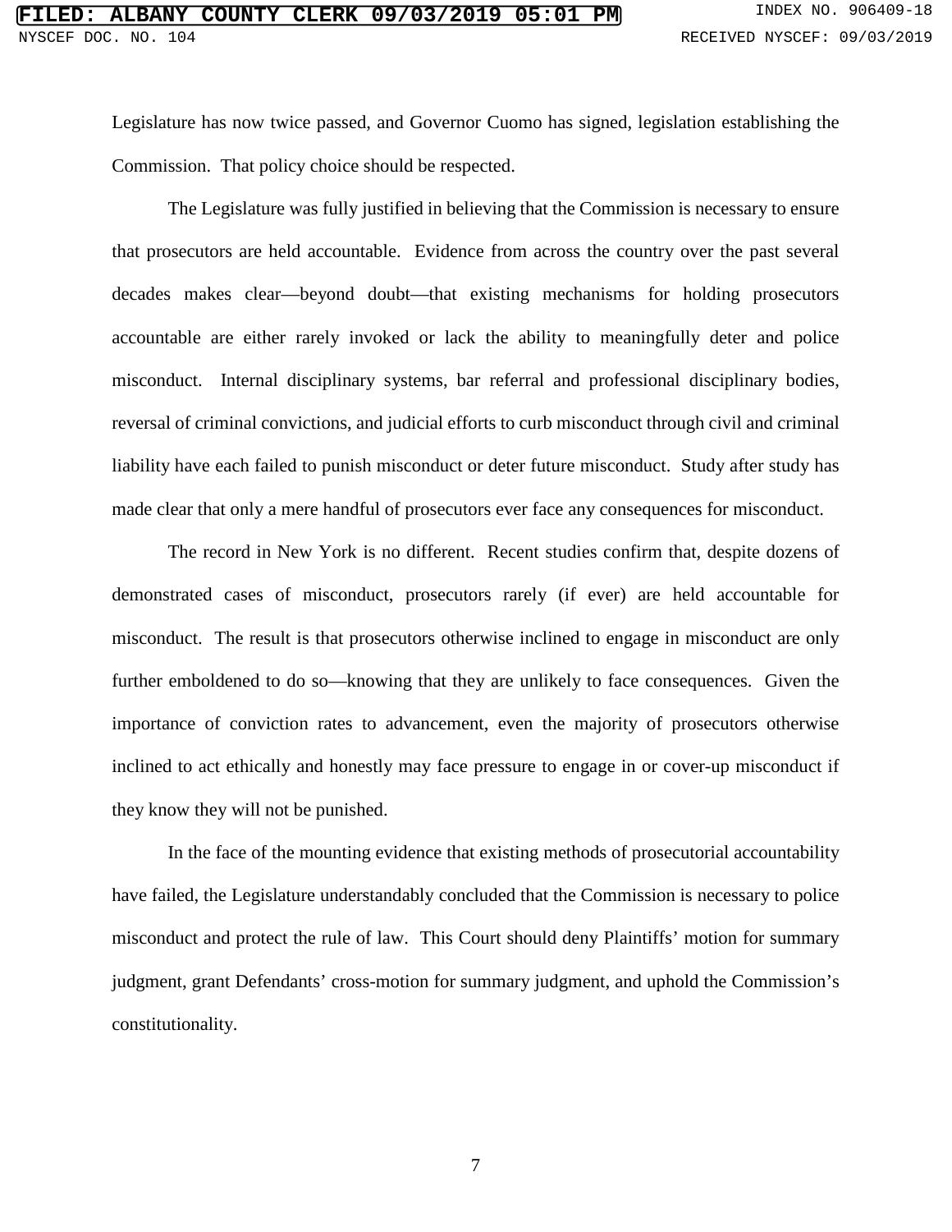Legislature has now twice passed, and Governor Cuomo has signed, legislation establishing the Commission. That policy choice should be respected.

The Legislature was fully justified in believing that the Commission is necessary to ensure that prosecutors are held accountable. Evidence from across the country over the past several decades makes clear—beyond doubt—that existing mechanisms for holding prosecutors accountable are either rarely invoked or lack the ability to meaningfully deter and police misconduct. Internal disciplinary systems, bar referral and professional disciplinary bodies, reversal of criminal convictions, and judicial efforts to curb misconduct through civil and criminal liability have each failed to punish misconduct or deter future misconduct. Study after study has made clear that only a mere handful of prosecutors ever face any consequences for misconduct.

The record in New York is no different. Recent studies confirm that, despite dozens of demonstrated cases of misconduct, prosecutors rarely (if ever) are held accountable for misconduct. The result is that prosecutors otherwise inclined to engage in misconduct are only further emboldened to do so—knowing that they are unlikely to face consequences. Given the importance of conviction rates to advancement, even the majority of prosecutors otherwise inclined to act ethically and honestly may face pressure to engage in or cover-up misconduct if they know they will not be punished.

In the face of the mounting evidence that existing methods of prosecutorial accountability have failed, the Legislature understandably concluded that the Commission is necessary to police misconduct and protect the rule of law. This Court should deny Plaintiffs' motion for summary judgment, grant Defendants' cross-motion for summary judgment, and uphold the Commission's constitutionality.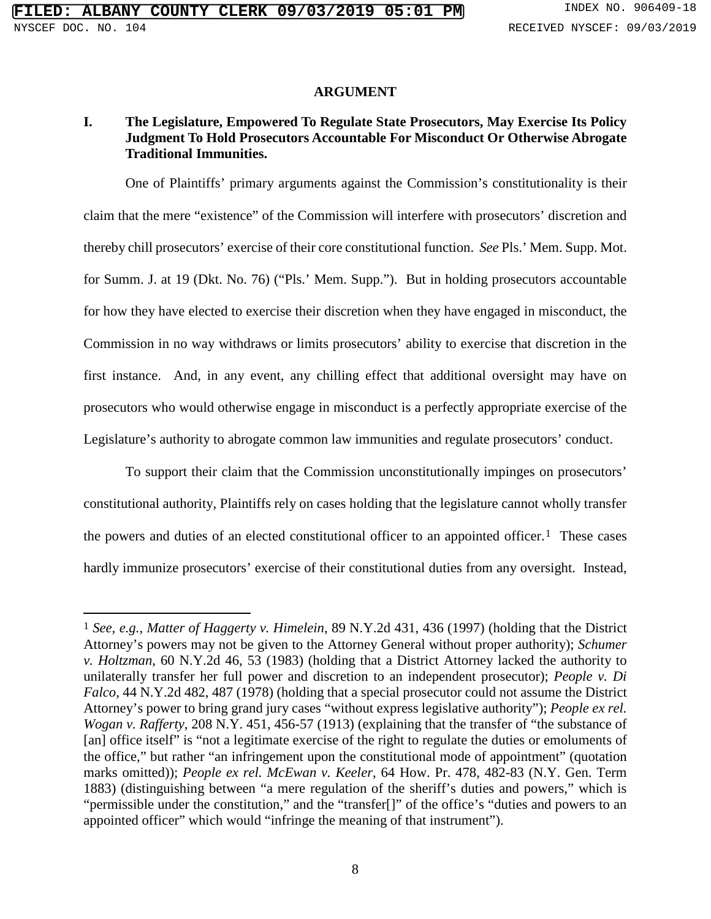**ARGUMENT**

**I. The Legislature, Empowered To Regulate State Prosecutors, May Exercise Its Policy Judgment To Hold Prosecutors Accountable For Misconduct Or Otherwise Abrogate Traditional Immunities.**

One of Plaintiffs' primary arguments against the Commission's constitutionality is their claim that the mere "existence" of the Commission will interfere with prosecutors' discretion and thereby chill prosecutors' exercise of their core constitutional function. *See* Pls.' Mem. Supp. Mot. for Summ. J. at 19 (Dkt. No. 76) ("Pls.' Mem. Supp."). But in holding prosecutors accountable for how they have elected to exercise their discretion when they have engaged in misconduct, the Commission in no way withdraws or limits prosecutors' ability to exercise that discretion in the first instance. And, in any event, any chilling effect that additional oversight may have on prosecutors who would otherwise engage in misconduct is a perfectly appropriate exercise of the Legislature's authority to abrogate common law immunities and regulate prosecutors' conduct.

To support their claim that the Commission unconstitutionally impinges on prosecutors' constitutional authority, Plaintiffs rely on cases holding that the legislature cannot wholly transfer the powers and duties of an elected constitutional officer to an appointed officer.[1] These cases hardly immunize prosecutors' exercise of their constitutional duties from any oversight. Instead,

---

[1] *See, e.g.*, *Matter of Haggerty v. Himelein*, 89 N.Y.2d 431, 436 (1997) (holding that the District Attorney's powers may not be given to the Attorney General without proper authority); *Schumer v. Holtzman*, 60 N.Y.2d 46, 53 (1983) (holding that a District Attorney lacked the authority to unilaterally transfer her full power and discretion to an independent prosecutor); *People v. Di Falco*, 44 N.Y.2d 482, 487 (1978) (holding that a special prosecutor could not assume the District Attorney's power to bring grand jury cases "without express legislative authority"); *People ex rel. Wogan v. Rafferty*, 208 N.Y. 451, 456-57 (1913) (explaining that the transfer of "the substance of [an] office itself" is "not a legitimate exercise of the right to regulate the duties or emoluments of the office," but rather "an infringement upon the constitutional mode of appointment" (quotation marks omitted)); *People ex rel. McEwan v. Keeler*, 64 How. Pr. 478, 482-83 (N.Y. Gen. Term 1883) (distinguishing between "a mere regulation of the sheriff's duties and powers," which is "permissible under the constitution," and the "transfer[]" of the office's "duties and powers to an appointed officer" which would "infringe the meaning of that instrument").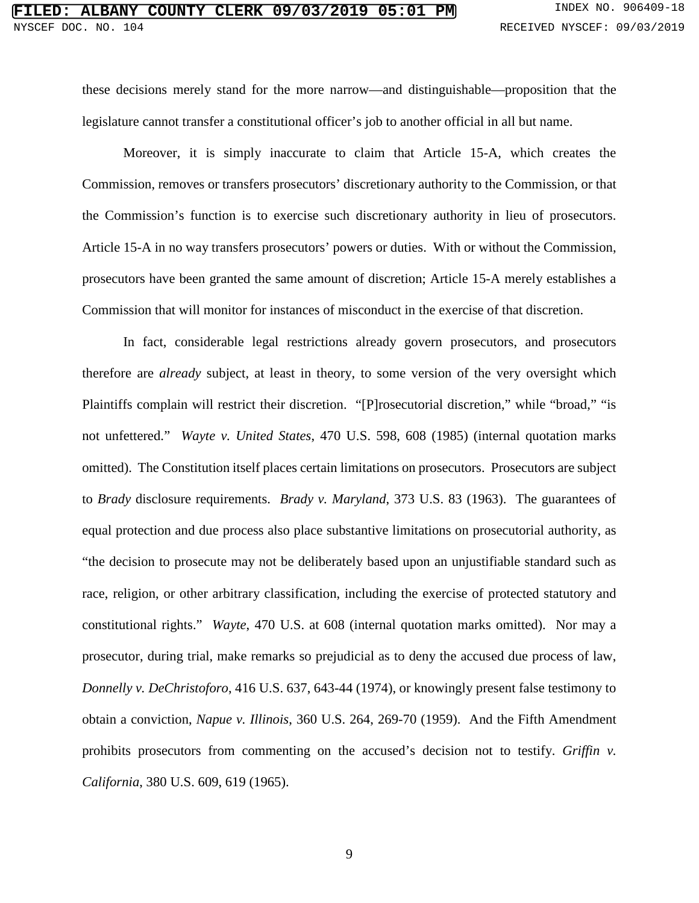these decisions merely stand for the more narrow—and distinguishable—proposition that the legislature cannot transfer a constitutional officer's job to another official in all but name.

Moreover, it is simply inaccurate to claim that Article 15-A, which creates the Commission, removes or transfers prosecutors' discretionary authority to the Commission, or that the Commission's function is to exercise such discretionary authority in lieu of prosecutors. Article 15-A in no way transfers prosecutors' powers or duties. With or without the Commission, prosecutors have been granted the same amount of discretion; Article 15-A merely establishes a Commission that will monitor for instances of misconduct in the exercise of that discretion.

In fact, considerable legal restrictions already govern prosecutors, and prosecutors therefore are *already* subject, at least in theory, to some version of the very oversight which Plaintiffs complain will restrict their discretion. "[P]rosecutorial discretion," while "broad," "is not unfettered." *Wayte v. United States*, 470 U.S. 598, 608 (1985) (internal quotation marks omitted). The Constitution itself places certain limitations on prosecutors. Prosecutors are subject to *Brady* disclosure requirements. *Brady v. Maryland*, 373 U.S. 83 (1963). The guarantees of equal protection and due process also place substantive limitations on prosecutorial authority, as "the decision to prosecute may not be deliberately based upon an unjustifiable standard such as race, religion, or other arbitrary classification, including the exercise of protected statutory and constitutional rights." *Wayte*, 470 U.S. at 608 (internal quotation marks omitted). Nor may a prosecutor, during trial, make remarks so prejudicial as to deny the accused due process of law, *Donnelly v. DeChristoforo*, 416 U.S. 637, 643-44 (1974), or knowingly present false testimony to obtain a conviction, *Napue v. Illinois*, 360 U.S. 264, 269-70 (1959). And the Fifth Amendment prohibits prosecutors from commenting on the accused's decision not to testify. *Griffin v. California*, 380 U.S. 609, 619 (1965).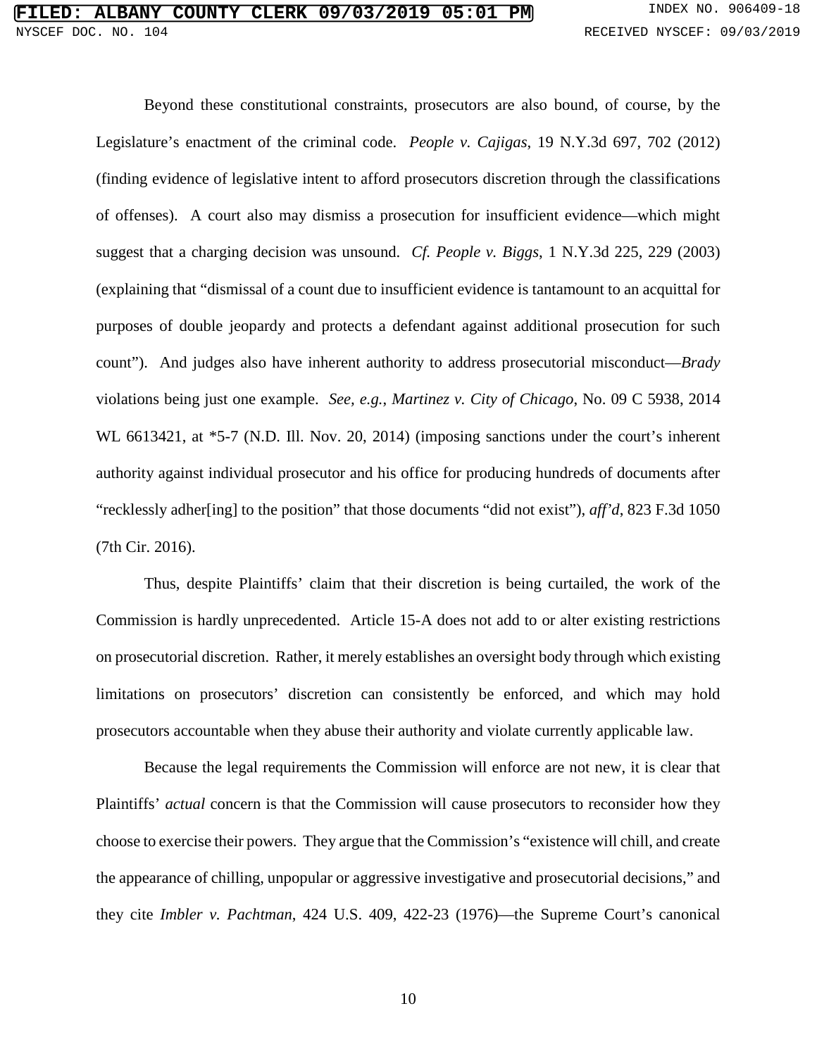Beyond these constitutional constraints, prosecutors are also bound, of course, by the Legislature's enactment of the criminal code. *People v. Cajigas*, 19 N.Y.3d 697, 702 (2012) (finding evidence of legislative intent to afford prosecutors discretion through the classifications of offenses). A court also may dismiss a prosecution for insufficient evidence—which might suggest that a charging decision was unsound. *Cf. People v. Biggs*, 1 N.Y.3d 225, 229 (2003) (explaining that "dismissal of a count due to insufficient evidence is tantamount to an acquittal for purposes of double jeopardy and protects a defendant against additional prosecution for such count"). And judges also have inherent authority to address prosecutorial misconduct—*Brady* violations being just one example. *See, e.g.*, *Martinez v. City of Chicago*, No. 09 C 5938, 2014 WL 6613421, at *5-7 (N.D. Ill. Nov. 20, 2014) (imposing sanctions under the court's inherent authority against individual prosecutor and his office for producing hundreds of documents after "recklessly adher[ing] to the position" that those documents "did not exist"), *aff'd*, 823 F.3d 1050 (7th Cir. 2016).

Thus, despite Plaintiffs' claim that their discretion is being curtailed, the work of the Commission is hardly unprecedented. Article 15-A does not add to or alter existing restrictions on prosecutorial discretion. Rather, it merely establishes an oversight body through which existing limitations on prosecutors' discretion can consistently be enforced, and which may hold prosecutors accountable when they abuse their authority and violate currently applicable law.

Because the legal requirements the Commission will enforce are not new, it is clear that Plaintiffs' *actual* concern is that the Commission will cause prosecutors to reconsider how they choose to exercise their powers. They argue that the Commission's "existence will chill, and create the appearance of chilling, unpopular or aggressive investigative and prosecutorial decisions," and they cite *Imbler v. Pachtman*, 424 U.S. 409, 422-23 (1976)—the Supreme Court's canonical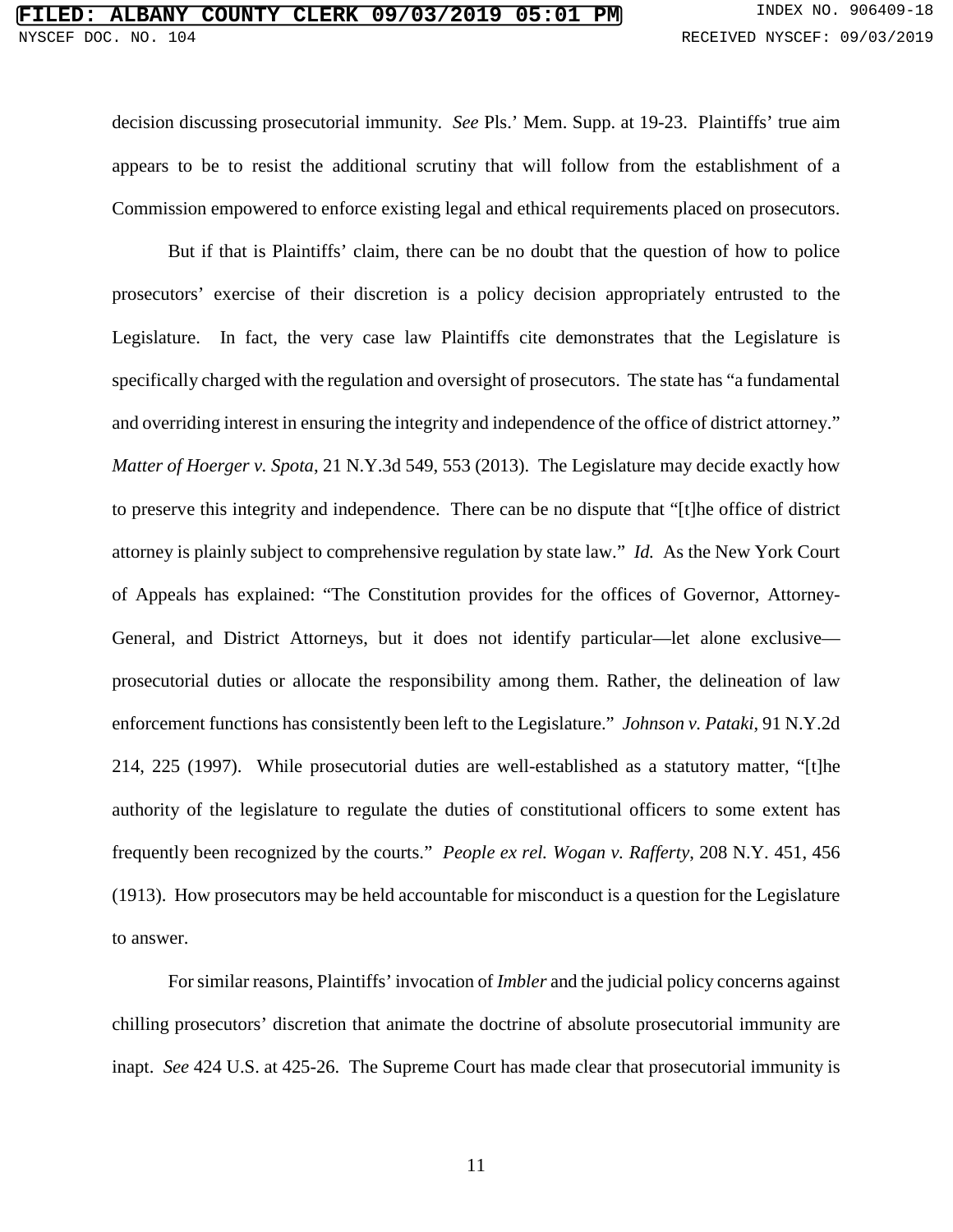decision discussing prosecutorial immunity. *See* Pls.' Mem. Supp. at 19-23. Plaintiffs' true aim appears to be to resist the additional scrutiny that will follow from the establishment of a Commission empowered to enforce existing legal and ethical requirements placed on prosecutors.

But if that is Plaintiffs' claim, there can be no doubt that the question of how to police prosecutors' exercise of their discretion is a policy decision appropriately entrusted to the Legislature. In fact, the very case law Plaintiffs cite demonstrates that the Legislature is specifically charged with the regulation and oversight of prosecutors. The state has "a fundamental and overriding interest in ensuring the integrity and independence of the office of district attorney." *Matter of Hoerger v. Spota*, 21 N.Y.3d 549, 553 (2013). The Legislature may decide exactly how to preserve this integrity and independence. There can be no dispute that "[t]he office of district attorney is plainly subject to comprehensive regulation by state law." *Id.* As the New York Court of Appeals has explained: "The Constitution provides for the offices of Governor, Attorney-General, and District Attorneys, but it does not identify particular—let alone exclusive—prosecutorial duties or allocate the responsibility among them. Rather, the delineation of law enforcement functions has consistently been left to the Legislature." *Johnson v. Pataki*, 91 N.Y.2d 214, 225 (1997). While prosecutorial duties are well-established as a statutory matter, "[t]he authority of the legislature to regulate the duties of constitutional officers to some extent has frequently been recognized by the courts." *People ex rel. Wogan v. Rafferty*, 208 N.Y. 451, 456 (1913). How prosecutors may be held accountable for misconduct is a question for the Legislature to answer.

For similar reasons, Plaintiffs' invocation of *Imbler* and the judicial policy concerns against chilling prosecutors' discretion that animate the doctrine of absolute prosecutorial immunity are inapt. *See* 424 U.S. at 425-26. The Supreme Court has made clear that prosecutorial immunity is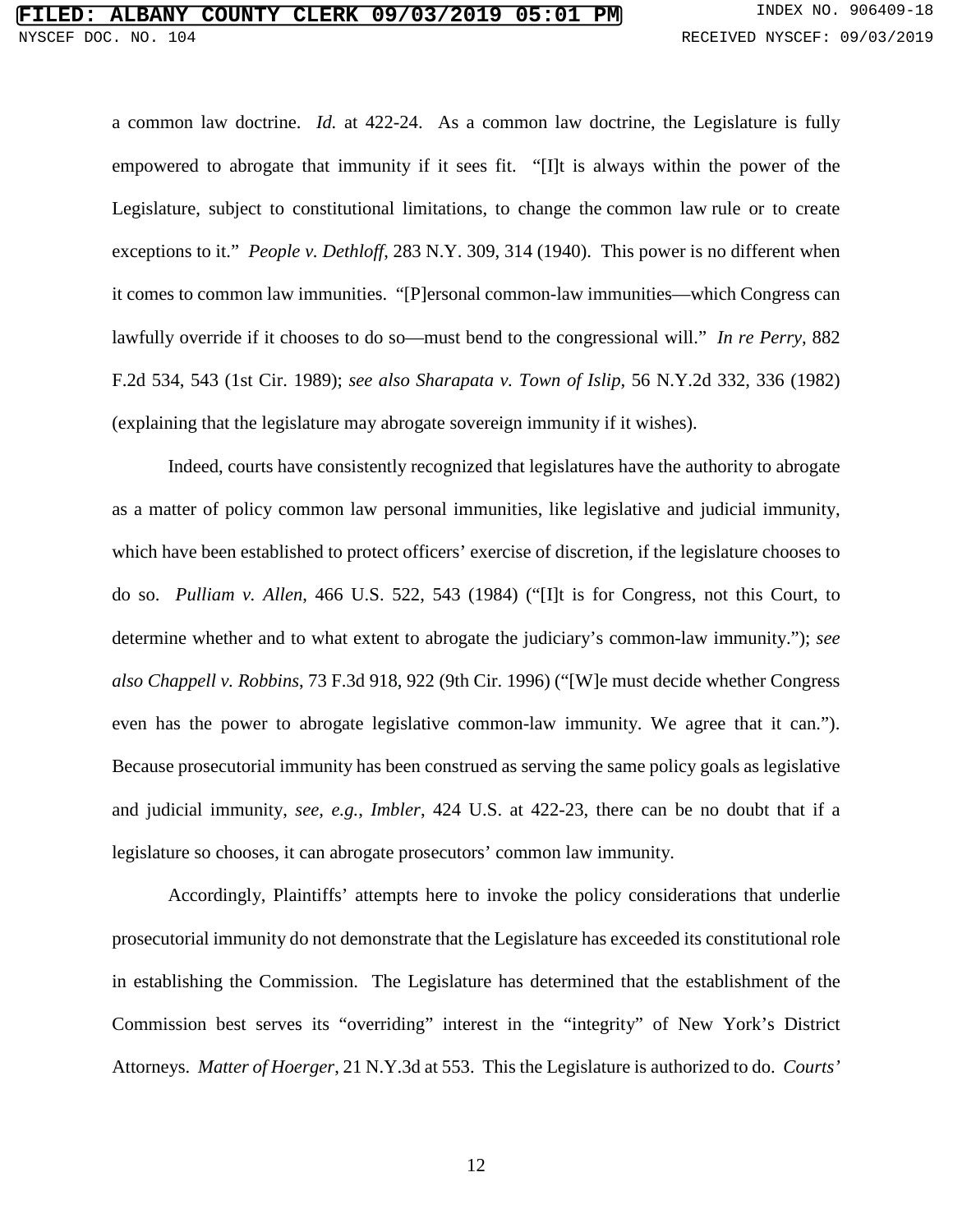a common law doctrine. *Id.* at 422-24. As a common law doctrine, the Legislature is fully empowered to abrogate that immunity if it sees fit. "[I]t is always within the power of the Legislature, subject to constitutional limitations, to change the common law rule or to create exceptions to it." *People v. Dethloff*, 283 N.Y. 309, 314 (1940). This power is no different when it comes to common law immunities. "[P]ersonal common-law immunities—which Congress can lawfully override if it chooses to do so—must bend to the congressional will." *In re Perry*, 882 F.2d 534, 543 (1st Cir. 1989); *see also Sharapata v. Town of Islip*, 56 N.Y.2d 332, 336 (1982) (explaining that the legislature may abrogate sovereign immunity if it wishes).

Indeed, courts have consistently recognized that legislatures have the authority to abrogate as a matter of policy common law personal immunities, like legislative and judicial immunity, which have been established to protect officers' exercise of discretion, if the legislature chooses to do so. *Pulliam v. Allen*, 466 U.S. 522, 543 (1984) ("[I]t is for Congress, not this Court, to determine whether and to what extent to abrogate the judiciary's common-law immunity."); *see also Chappell v. Robbins*, 73 F.3d 918, 922 (9th Cir. 1996) ("[W]e must decide whether Congress even has the power to abrogate legislative common-law immunity. We agree that it can."). Because prosecutorial immunity has been construed as serving the same policy goals as legislative and judicial immunity, *see, e.g.*, *Imbler*, 424 U.S. at 422-23, there can be no doubt that if a legislature so chooses, it can abrogate prosecutors' common law immunity.

Accordingly, Plaintiffs' attempts here to invoke the policy considerations that underlie prosecutorial immunity do not demonstrate that the Legislature has exceeded its constitutional role in establishing the Commission. The Legislature has determined that the establishment of the Commission best serves its "overriding" interest in the "integrity" of New York's District Attorneys. *Matter of Hoerger*, 21 N.Y.3d at 553. This the Legislature is authorized to do. *Courts'*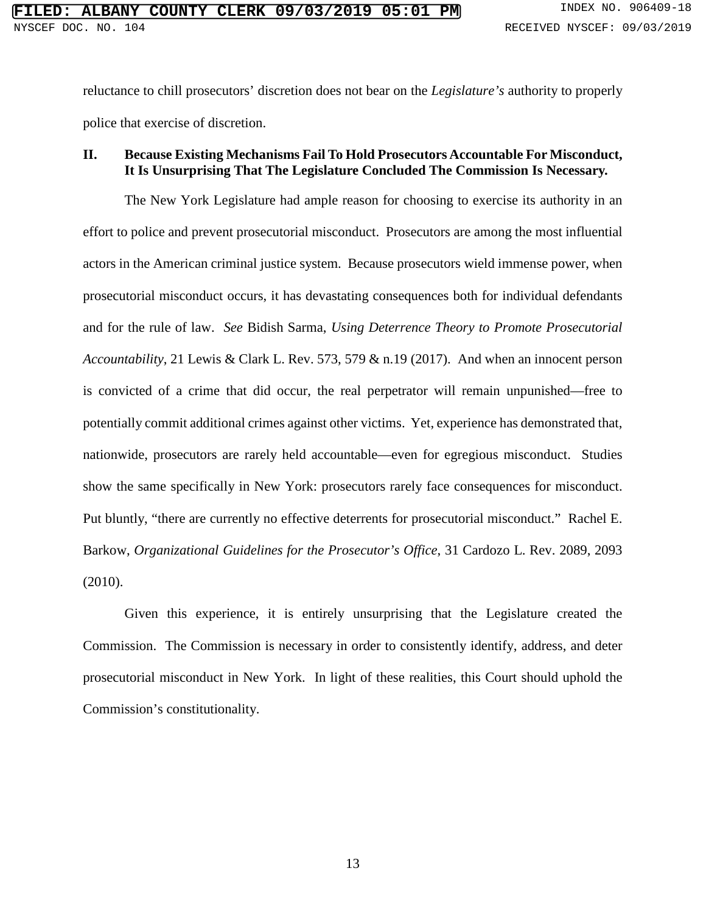reluctance to chill prosecutors' discretion does not bear on the *Legislature's* authority to properly police that exercise of discretion.

## II. Because Existing Mechanisms Fail To Hold Prosecutors Accountable For Misconduct, It Is Unsurprising That The Legislature Concluded The Commission Is Necessary.

The New York Legislature had ample reason for choosing to exercise its authority in an effort to police and prevent prosecutorial misconduct. Prosecutors are among the most influential actors in the American criminal justice system. Because prosecutors wield immense power, when prosecutorial misconduct occurs, it has devastating consequences both for individual defendants and for the rule of law. *See* Bidish Sarma, *Using Deterrence Theory to Promote Prosecutorial Accountability*, 21 Lewis & Clark L. Rev. 573, 579 & n.19 (2017). And when an innocent person is convicted of a crime that did occur, the real perpetrator will remain unpunished—free to potentially commit additional crimes against other victims. Yet, experience has demonstrated that, nationwide, prosecutors are rarely held accountable—even for egregious misconduct. Studies show the same specifically in New York: prosecutors rarely face consequences for misconduct. Put bluntly, "there are currently no effective deterrents for prosecutorial misconduct." Rachel E. Barkow, *Organizational Guidelines for the Prosecutor's Office*, 31 Cardozo L. Rev. 2089, 2093 (2010).

Given this experience, it is entirely unsurprising that the Legislature created the Commission. The Commission is necessary in order to consistently identify, address, and deter prosecutorial misconduct in New York. In light of these realities, this Court should uphold the Commission's constitutionality.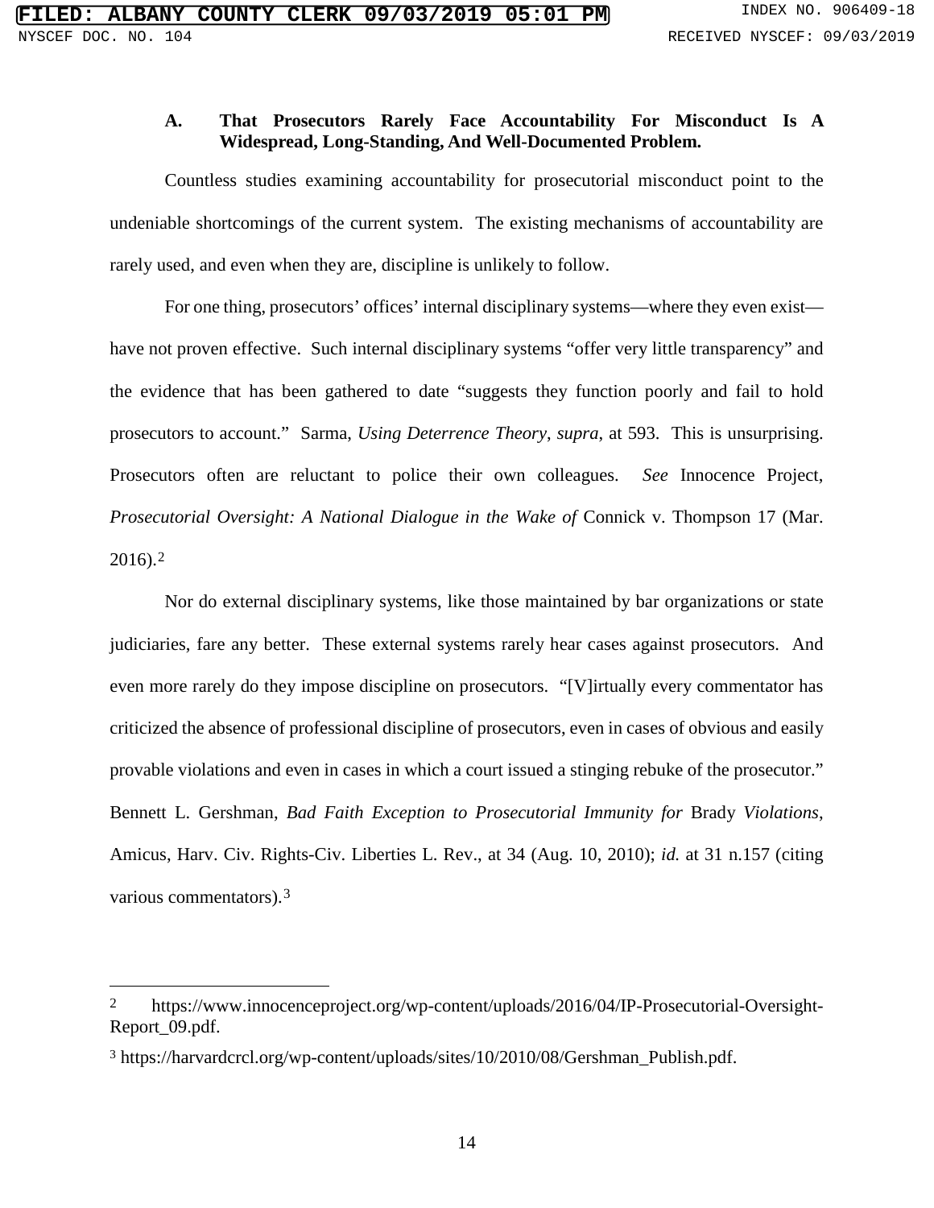### A. That Prosecutors Rarely Face Accountability For Misconduct Is A Widespread, Long-Standing, And Well-Documented Problem.

Countless studies examining accountability for prosecutorial misconduct point to the undeniable shortcomings of the current system. The existing mechanisms of accountability are rarely used, and even when they are, discipline is unlikely to follow.

For one thing, prosecutors' offices' internal disciplinary systems—where they even exist—have not proven effective. Such internal disciplinary systems "offer very little transparency" and the evidence that has been gathered to date "suggests they function poorly and fail to hold prosecutors to account." Sarma, *Using Deterrence Theory*, *supra*, at 593. This is unsurprising. Prosecutors often are reluctant to police their own colleagues. *See* Innocence Project, *Prosecutorial Oversight: A National Dialogue in the Wake of* Connick v. Thompson 17 (Mar. 2016).[2]

Nor do external disciplinary systems, like those maintained by bar organizations or state judiciaries, fare any better. These external systems rarely hear cases against prosecutors. And even more rarely do they impose discipline on prosecutors. "[V]irtually every commentator has criticized the absence of professional discipline of prosecutors, even in cases of obvious and easily provable violations and even in cases in which a court issued a stinging rebuke of the prosecutor." Bennett L. Gershman, *Bad Faith Exception to Prosecutorial Immunity for* Brady *Violations*, Amicus, Harv. Civ. Rights-Civ. Liberties L. Rev., at 34 (Aug. 10, 2010); *id.* at 31 n.157 (citing various commentators).[3]

---

[2] https://www.innocenceproject.org/wp-content/uploads/2016/04/IP-Prosecutorial-Oversight-Report_09.pdf.

[3] https://harvardcrcl.org/wp-content/uploads/sites/10/2010/08/Gershman_Publish.pdf.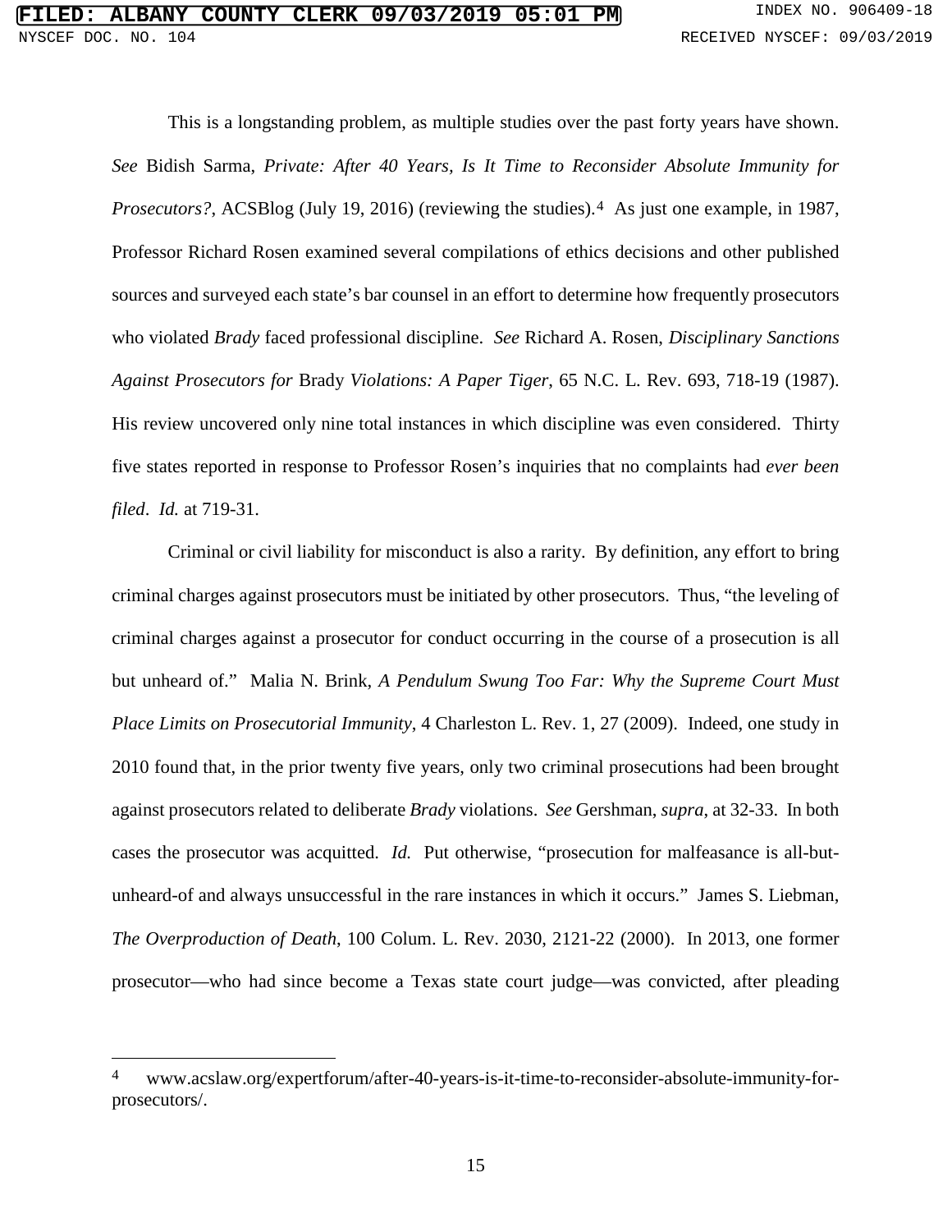This is a longstanding problem, as multiple studies over the past forty years have shown. *See* Bidish Sarma, *Private: After 40 Years, Is It Time to Reconsider Absolute Immunity for Prosecutors?*, ACSBlog (July 19, 2016) (reviewing the studies).[4] As just one example, in 1987, Professor Richard Rosen examined several compilations of ethics decisions and other published sources and surveyed each state's bar counsel in an effort to determine how frequently prosecutors who violated *Brady* faced professional discipline. *See* Richard A. Rosen, *Disciplinary Sanctions Against Prosecutors for* Brady *Violations: A Paper Tiger*, 65 N.C. L. Rev. 693, 718-19 (1987). His review uncovered only nine total instances in which discipline was even considered. Thirty five states reported in response to Professor Rosen's inquiries that no complaints had *ever been filed*. *Id.* at 719-31.

Criminal or civil liability for misconduct is also a rarity. By definition, any effort to bring criminal charges against prosecutors must be initiated by other prosecutors. Thus, "the leveling of criminal charges against a prosecutor for conduct occurring in the course of a prosecution is all but unheard of." Malia N. Brink, *A Pendulum Swung Too Far: Why the Supreme Court Must Place Limits on Prosecutorial Immunity*, 4 Charleston L. Rev. 1, 27 (2009). Indeed, one study in 2010 found that, in the prior twenty five years, only two criminal prosecutions had been brought against prosecutors related to deliberate *Brady* violations. *See* Gershman, *supra*, at 32-33. In both cases the prosecutor was acquitted. *Id.* Put otherwise, "prosecution for malfeasance is all-but-unheard-of and always unsuccessful in the rare instances in which it occurs." James S. Liebman, *The Overproduction of Death*, 100 Colum. L. Rev. 2030, 2121-22 (2000). In 2013, one former prosecutor—who had since become a Texas state court judge—was convicted, after pleading

---

[4] www.acslaw.org/expertforum/after-40-years-is-it-time-to-reconsider-absolute-immunity-for-prosecutors/.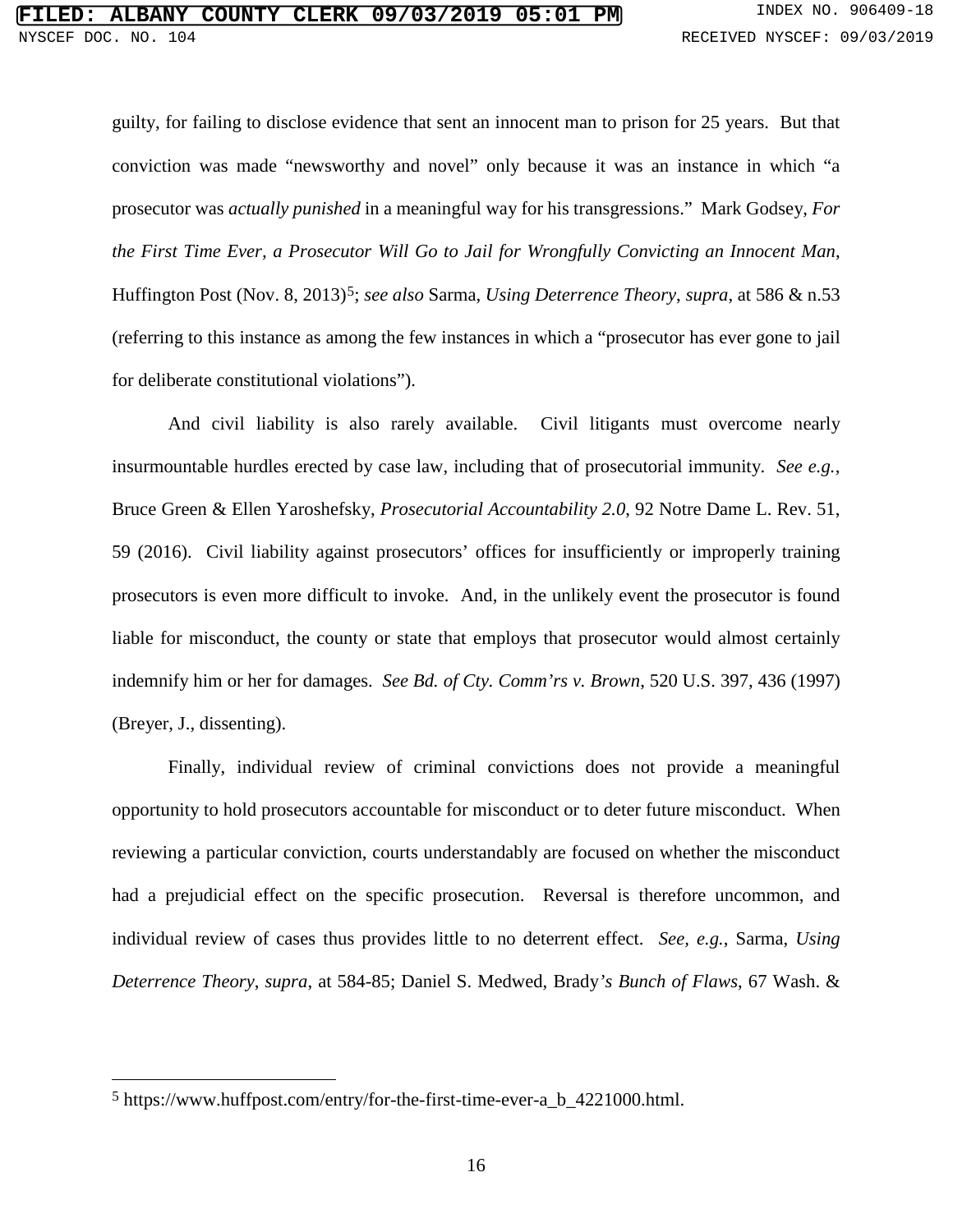guilty, for failing to disclose evidence that sent an innocent man to prison for 25 years. But that conviction was made "newsworthy and novel" only because it was an instance in which "a prosecutor was *actually punished* in a meaningful way for his transgressions." Mark Godsey, *For the First Time Ever, a Prosecutor Will Go to Jail for Wrongfully Convicting an Innocent Man*, Huffington Post (Nov. 8, 2013)[5]; *see also* Sarma, *Using Deterrence Theory*, *supra*, at 586 & n.53 (referring to this instance as among the few instances in which a "prosecutor has ever gone to jail for deliberate constitutional violations").

And civil liability is also rarely available. Civil litigants must overcome nearly insurmountable hurdles erected by case law, including that of prosecutorial immunity. *See e.g.*, Bruce Green & Ellen Yaroshefsky, *Prosecutorial Accountability 2.0*, 92 Notre Dame L. Rev. 51, 59 (2016). Civil liability against prosecutors' offices for insufficiently or improperly training prosecutors is even more difficult to invoke. And, in the unlikely event the prosecutor is found liable for misconduct, the county or state that employs that prosecutor would almost certainly indemnify him or her for damages. *See Bd. of Cty. Comm'rs v. Brown*, 520 U.S. 397, 436 (1997) (Breyer, J., dissenting).

Finally, individual review of criminal convictions does not provide a meaningful opportunity to hold prosecutors accountable for misconduct or to deter future misconduct. When reviewing a particular conviction, courts understandably are focused on whether the misconduct had a prejudicial effect on the specific prosecution. Reversal is therefore uncommon, and individual review of cases thus provides little to no deterrent effect. *See, e.g.*, Sarma, *Using Deterrence Theory*, *supra*, at 584-85; Daniel S. Medwed, Brady*'s Bunch of Flaws*, 67 Wash. &

---

[5] https://www.huffpost.com/entry/for-the-first-time-ever-a_b_4221000.html.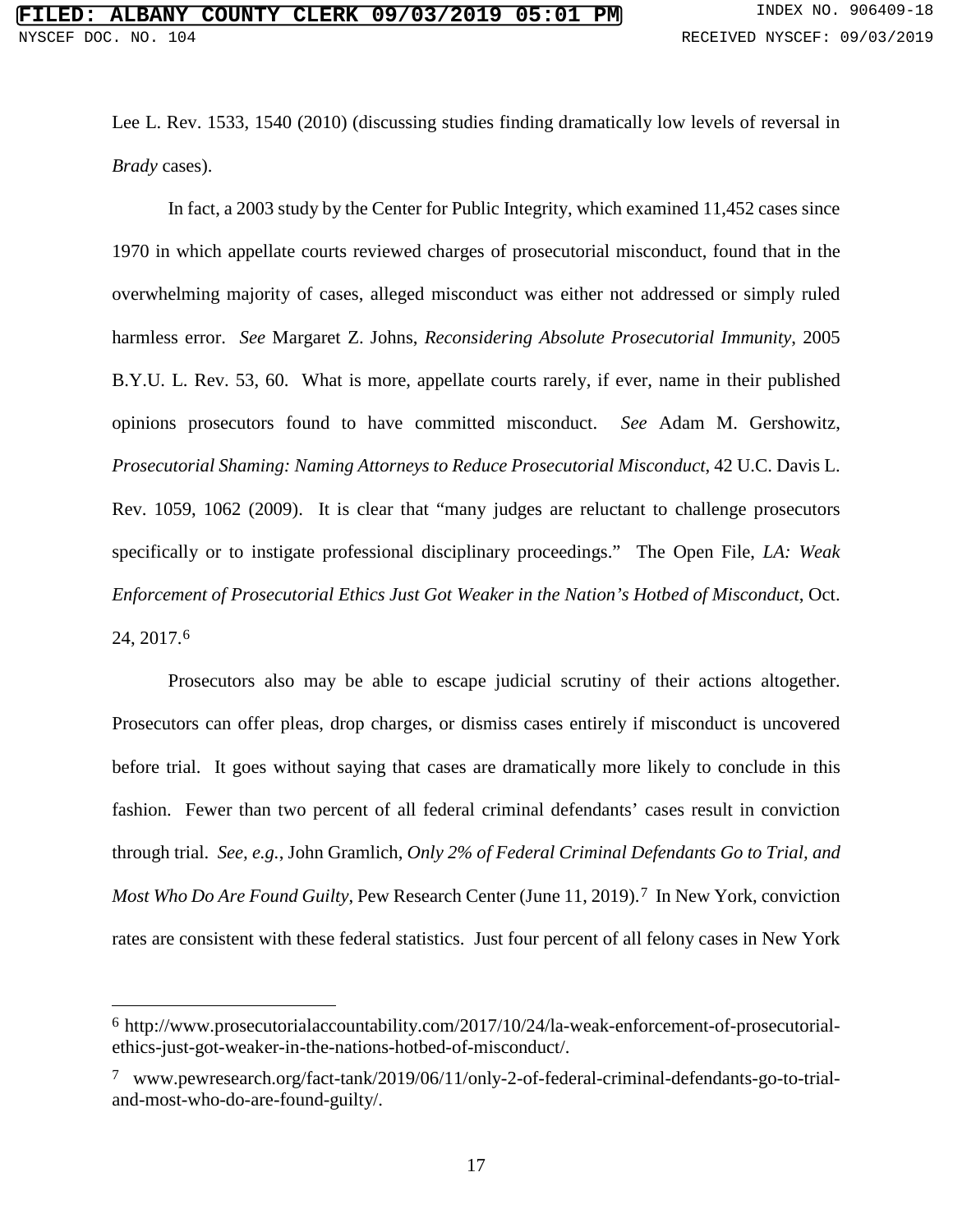Lee L. Rev. 1533, 1540 (2010) (discussing studies finding dramatically low levels of reversal in *Brady* cases).

In fact, a 2003 study by the Center for Public Integrity, which examined 11,452 cases since 1970 in which appellate courts reviewed charges of prosecutorial misconduct, found that in the overwhelming majority of cases, alleged misconduct was either not addressed or simply ruled harmless error. *See* Margaret Z. Johns, *Reconsidering Absolute Prosecutorial Immunity*, 2005 B.Y.U. L. Rev. 53, 60. What is more, appellate courts rarely, if ever, name in their published opinions prosecutors found to have committed misconduct. *See* Adam M. Gershowitz, *Prosecutorial Shaming: Naming Attorneys to Reduce Prosecutorial Misconduct*, 42 U.C. Davis L. Rev. 1059, 1062 (2009). It is clear that "many judges are reluctant to challenge prosecutors specifically or to instigate professional disciplinary proceedings." The Open File, *LA: Weak Enforcement of Prosecutorial Ethics Just Got Weaker in the Nation's Hotbed of Misconduct*, Oct. 24, 2017.[6]

Prosecutors also may be able to escape judicial scrutiny of their actions altogether. Prosecutors can offer pleas, drop charges, or dismiss cases entirely if misconduct is uncovered before trial. It goes without saying that cases are dramatically more likely to conclude in this fashion. Fewer than two percent of all federal criminal defendants' cases result in conviction through trial. *See, e.g.*, John Gramlich, *Only 2% of Federal Criminal Defendants Go to Trial, and Most Who Do Are Found Guilty*, Pew Research Center (June 11, 2019).[7] In New York, conviction rates are consistent with these federal statistics. Just four percent of all felony cases in New York

---

[6] http://www.prosecutorialaccountability.com/2017/10/24/la-weak-enforcement-of-prosecutorial-ethics-just-got-weaker-in-the-nations-hotbed-of-misconduct/.

[7] www.pewresearch.org/fact-tank/2019/06/11/only-2-of-federal-criminal-defendants-go-to-trial-and-most-who-do-are-found-guilty/.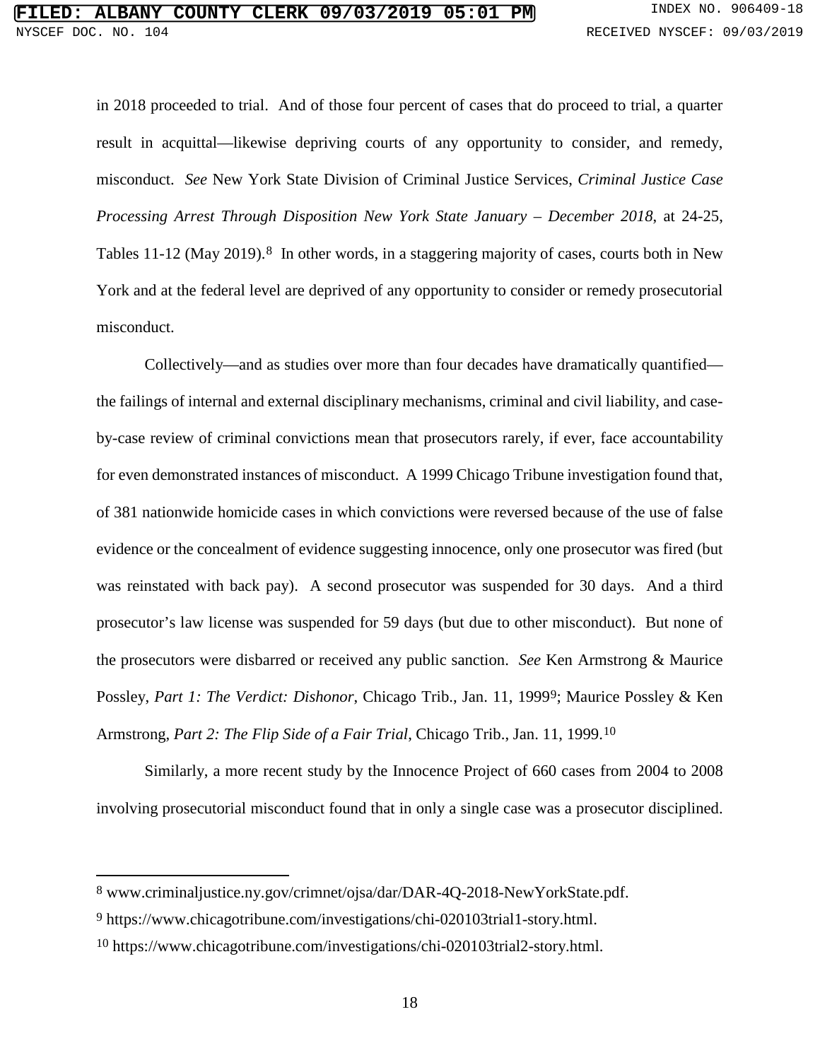in 2018 proceeded to trial. And of those four percent of cases that do proceed to trial, a quarter result in acquittal—likewise depriving courts of any opportunity to consider, and remedy, misconduct. *See* New York State Division of Criminal Justice Services, *Criminal Justice Case Processing Arrest Through Disposition New York State January – December 2018*, at 24-25, Tables 11-12 (May 2019).[8] In other words, in a staggering majority of cases, courts both in New York and at the federal level are deprived of any opportunity to consider or remedy prosecutorial misconduct.

Collectively—and as studies over more than four decades have dramatically quantified—the failings of internal and external disciplinary mechanisms, criminal and civil liability, and case-by-case review of criminal convictions mean that prosecutors rarely, if ever, face accountability for even demonstrated instances of misconduct. A 1999 Chicago Tribune investigation found that, of 381 nationwide homicide cases in which convictions were reversed because of the use of false evidence or the concealment of evidence suggesting innocence, only one prosecutor was fired (but was reinstated with back pay). A second prosecutor was suspended for 30 days. And a third prosecutor's law license was suspended for 59 days (but due to other misconduct). But none of the prosecutors were disbarred or received any public sanction. *See* Ken Armstrong & Maurice Possley, *Part 1: The Verdict: Dishonor*, Chicago Trib., Jan. 11, 1999[9]; Maurice Possley & Ken Armstrong, *Part 2: The Flip Side of a Fair Trial*, Chicago Trib., Jan. 11, 1999.[10]

Similarly, a more recent study by the Innocence Project of 660 cases from 2004 to 2008 involving prosecutorial misconduct found that in only a single case was a prosecutor disciplined.

---

[8] www.criminaljustice.ny.gov/crimnet/ojsa/dar/DAR-4Q-2018-NewYorkState.pdf.

[9] https://www.chicagotribune.com/investigations/chi-020103trial1-story.html.

[10] https://www.chicagotribune.com/investigations/chi-020103trial2-story.html.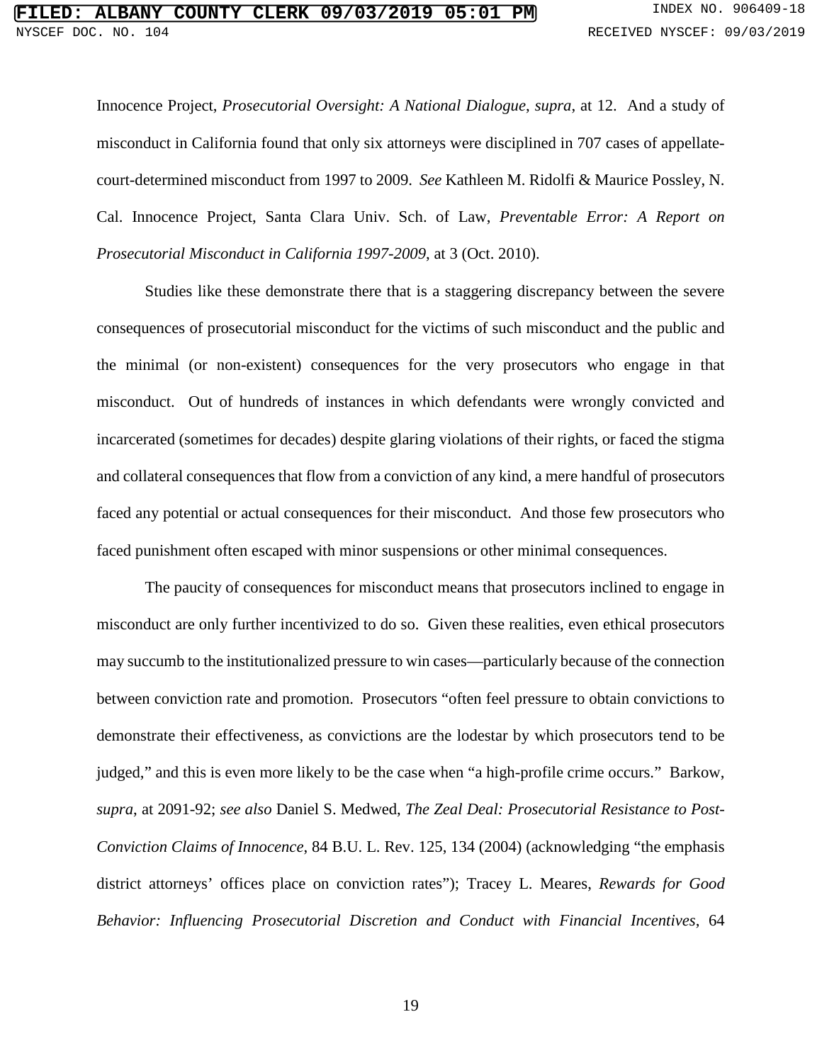Innocence Project, *Prosecutorial Oversight: A National Dialogue*, *supra*, at 12. And a study of misconduct in California found that only six attorneys were disciplined in 707 cases of appellate-court-determined misconduct from 1997 to 2009. *See* Kathleen M. Ridolfi & Maurice Possley, N. Cal. Innocence Project, Santa Clara Univ. Sch. of Law, *Preventable Error: A Report on Prosecutorial Misconduct in California 1997-2009*, at 3 (Oct. 2010).

Studies like these demonstrate there that is a staggering discrepancy between the severe consequences of prosecutorial misconduct for the victims of such misconduct and the public and the minimal (or non-existent) consequences for the very prosecutors who engage in that misconduct. Out of hundreds of instances in which defendants were wrongly convicted and incarcerated (sometimes for decades) despite glaring violations of their rights, or faced the stigma and collateral consequences that flow from a conviction of any kind, a mere handful of prosecutors faced any potential or actual consequences for their misconduct. And those few prosecutors who faced punishment often escaped with minor suspensions or other minimal consequences.

The paucity of consequences for misconduct means that prosecutors inclined to engage in misconduct are only further incentivized to do so. Given these realities, even ethical prosecutors may succumb to the institutionalized pressure to win cases—particularly because of the connection between conviction rate and promotion. Prosecutors "often feel pressure to obtain convictions to demonstrate their effectiveness, as convictions are the lodestar by which prosecutors tend to be judged," and this is even more likely to be the case when "a high-profile crime occurs." Barkow, *supra*, at 2091-92; *see also* Daniel S. Medwed, *The Zeal Deal: Prosecutorial Resistance to Post-Conviction Claims of Innocence*, 84 B.U. L. Rev. 125, 134 (2004) (acknowledging "the emphasis district attorneys' offices place on conviction rates"); Tracey L. Meares, *Rewards for Good Behavior: Influencing Prosecutorial Discretion and Conduct with Financial Incentives*, 64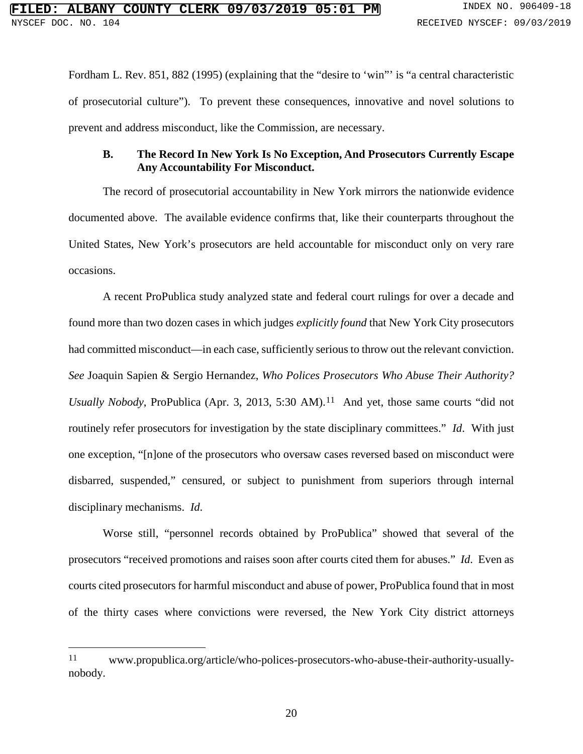Fordham L. Rev. 851, 882 (1995) (explaining that the "desire to 'win"' is "a central characteristic of prosecutorial culture"). To prevent these consequences, innovative and novel solutions to prevent and address misconduct, like the Commission, are necessary.

### B. The Record In New York Is No Exception, And Prosecutors Currently Escape Any Accountability For Misconduct.

The record of prosecutorial accountability in New York mirrors the nationwide evidence documented above. The available evidence confirms that, like their counterparts throughout the United States, New York's prosecutors are held accountable for misconduct only on very rare occasions.

A recent ProPublica study analyzed state and federal court rulings for over a decade and found more than two dozen cases in which judges *explicitly found* that New York City prosecutors had committed misconduct—in each case, sufficiently serious to throw out the relevant conviction. *See* Joaquin Sapien & Sergio Hernandez, *Who Polices Prosecutors Who Abuse Their Authority? Usually Nobody*, ProPublica (Apr. 3, 2013, 5:30 AM).[11] And yet, those same courts "did not routinely refer prosecutors for investigation by the state disciplinary committees." *Id*. With just one exception, "[n]one of the prosecutors who oversaw cases reversed based on misconduct were disbarred, suspended," censured, or subject to punishment from superiors through internal disciplinary mechanisms. *Id*.

Worse still, "personnel records obtained by ProPublica" showed that several of the prosecutors "received promotions and raises soon after courts cited them for abuses." *Id*. Even as courts cited prosecutors for harmful misconduct and abuse of power, ProPublica found that in most of the thirty cases where convictions were reversed, the New York City district attorneys

---

[11] www.propublica.org/article/who-polices-prosecutors-who-abuse-their-authority-usually-nobody.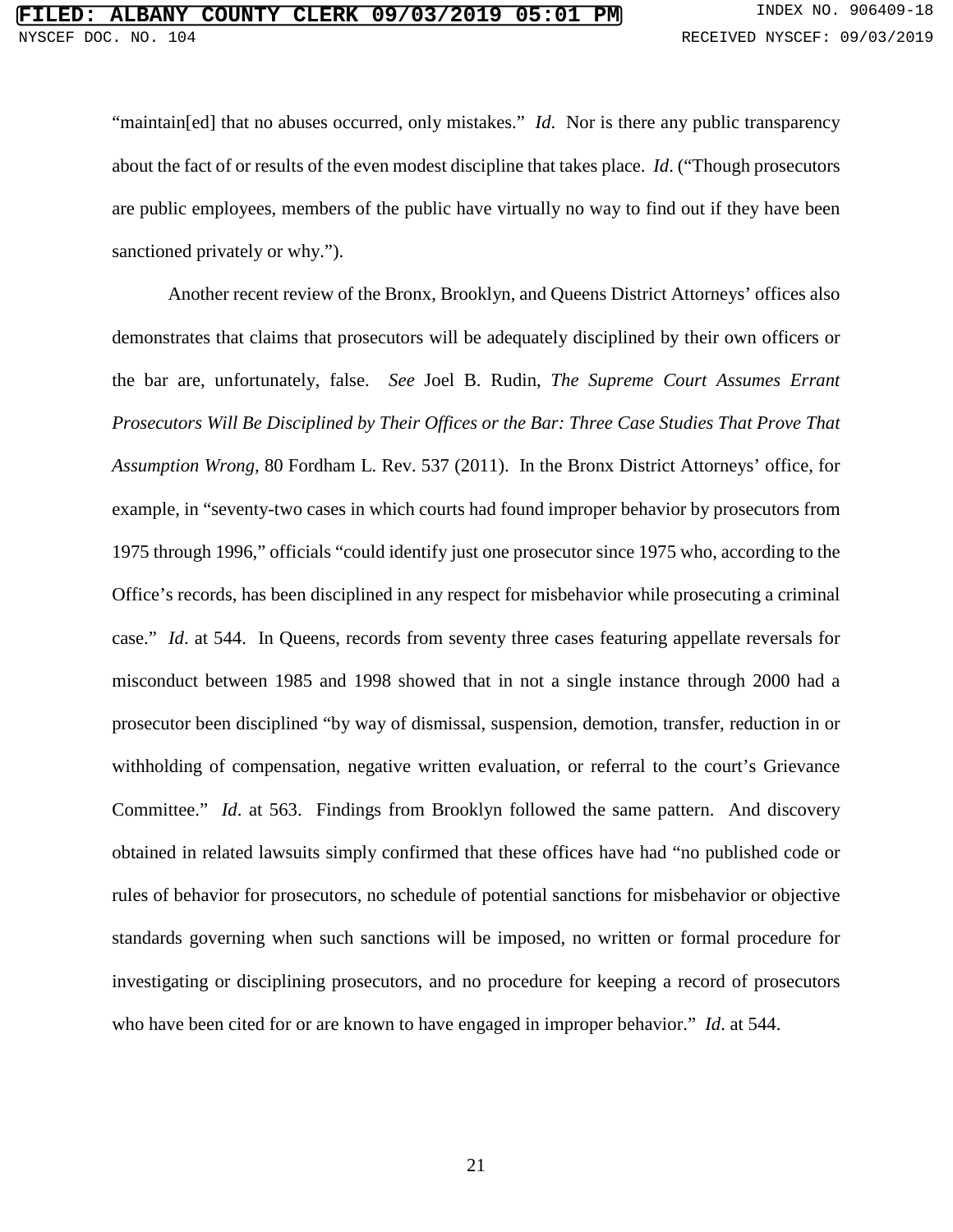"maintain[ed] that no abuses occurred, only mistakes." *Id*. Nor is there any public transparency about the fact of or results of the even modest discipline that takes place. *Id*. ("Though prosecutors are public employees, members of the public have virtually no way to find out if they have been sanctioned privately or why.").

Another recent review of the Bronx, Brooklyn, and Queens District Attorneys' offices also demonstrates that claims that prosecutors will be adequately disciplined by their own officers or the bar are, unfortunately, false. *See* Joel B. Rudin, *The Supreme Court Assumes Errant Prosecutors Will Be Disciplined by Their Offices or the Bar: Three Case Studies That Prove That Assumption Wrong*, 80 Fordham L. Rev. 537 (2011). In the Bronx District Attorneys' office, for example, in "seventy-two cases in which courts had found improper behavior by prosecutors from 1975 through 1996," officials "could identify just one prosecutor since 1975 who, according to the Office's records, has been disciplined in any respect for misbehavior while prosecuting a criminal case." *Id*. at 544. In Queens, records from seventy three cases featuring appellate reversals for misconduct between 1985 and 1998 showed that in not a single instance through 2000 had a prosecutor been disciplined "by way of dismissal, suspension, demotion, transfer, reduction in or withholding of compensation, negative written evaluation, or referral to the court's Grievance Committee." *Id*. at 563. Findings from Brooklyn followed the same pattern. And discovery obtained in related lawsuits simply confirmed that these offices have had "no published code or rules of behavior for prosecutors, no schedule of potential sanctions for misbehavior or objective standards governing when such sanctions will be imposed, no written or formal procedure for investigating or disciplining prosecutors, and no procedure for keeping a record of prosecutors who have been cited for or are known to have engaged in improper behavior." *Id*. at 544.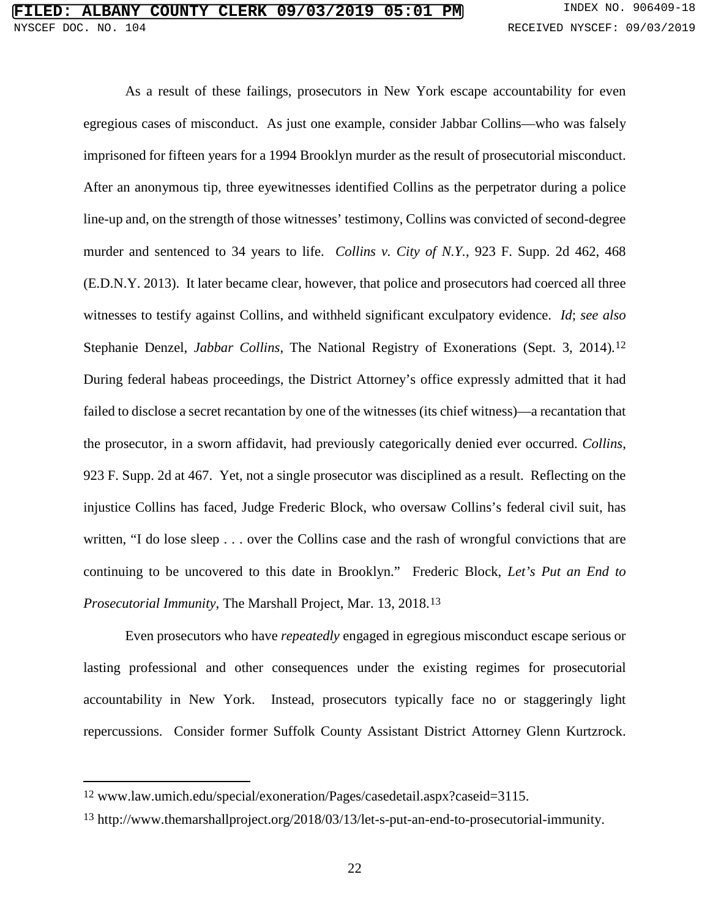As a result of these failings, prosecutors in New York escape accountability for even egregious cases of misconduct. As just one example, consider Jabbar Collins—who was falsely imprisoned for fifteen years for a 1994 Brooklyn murder as the result of prosecutorial misconduct. After an anonymous tip, three eyewitnesses identified Collins as the perpetrator during a police line-up and, on the strength of those witnesses' testimony, Collins was convicted of second-degree murder and sentenced to 34 years to life. *Collins v. City of N.Y.*, 923 F. Supp. 2d 462, 468 (E.D.N.Y. 2013). It later became clear, however, that police and prosecutors had coerced all three witnesses to testify against Collins, and withheld significant exculpatory evidence. *Id*; *see also* Stephanie Denzel, *Jabbar Collins*, The National Registry of Exonerations (Sept. 3, 2014).[12] During federal habeas proceedings, the District Attorney's office expressly admitted that it had failed to disclose a secret recantation by one of the witnesses (its chief witness)—a recantation that the prosecutor, in a sworn affidavit, had previously categorically denied ever occurred. *Collins*, 923 F. Supp. 2d at 467. Yet, not a single prosecutor was disciplined as a result. Reflecting on the injustice Collins has faced, Judge Frederic Block, who oversaw Collins's federal civil suit, has written, "I do lose sleep . . . over the Collins case and the rash of wrongful convictions that are continuing to be uncovered to this date in Brooklyn." Frederic Block, *Let's Put an End to Prosecutorial Immunity*, The Marshall Project, Mar. 13, 2018.[13]

Even prosecutors who have *repeatedly* engaged in egregious misconduct escape serious or lasting professional and other consequences under the existing regimes for prosecutorial accountability in New York. Instead, prosecutors typically face no or staggeringly light repercussions. Consider former Suffolk County Assistant District Attorney Glenn Kurtzrock.

---

[12] www.law.umich.edu/special/exoneration/Pages/casedetail.aspx?caseid=3115.

[13] http://www.themarshallproject.org/2018/03/13/let-s-put-an-end-to-prosecutorial-immunity.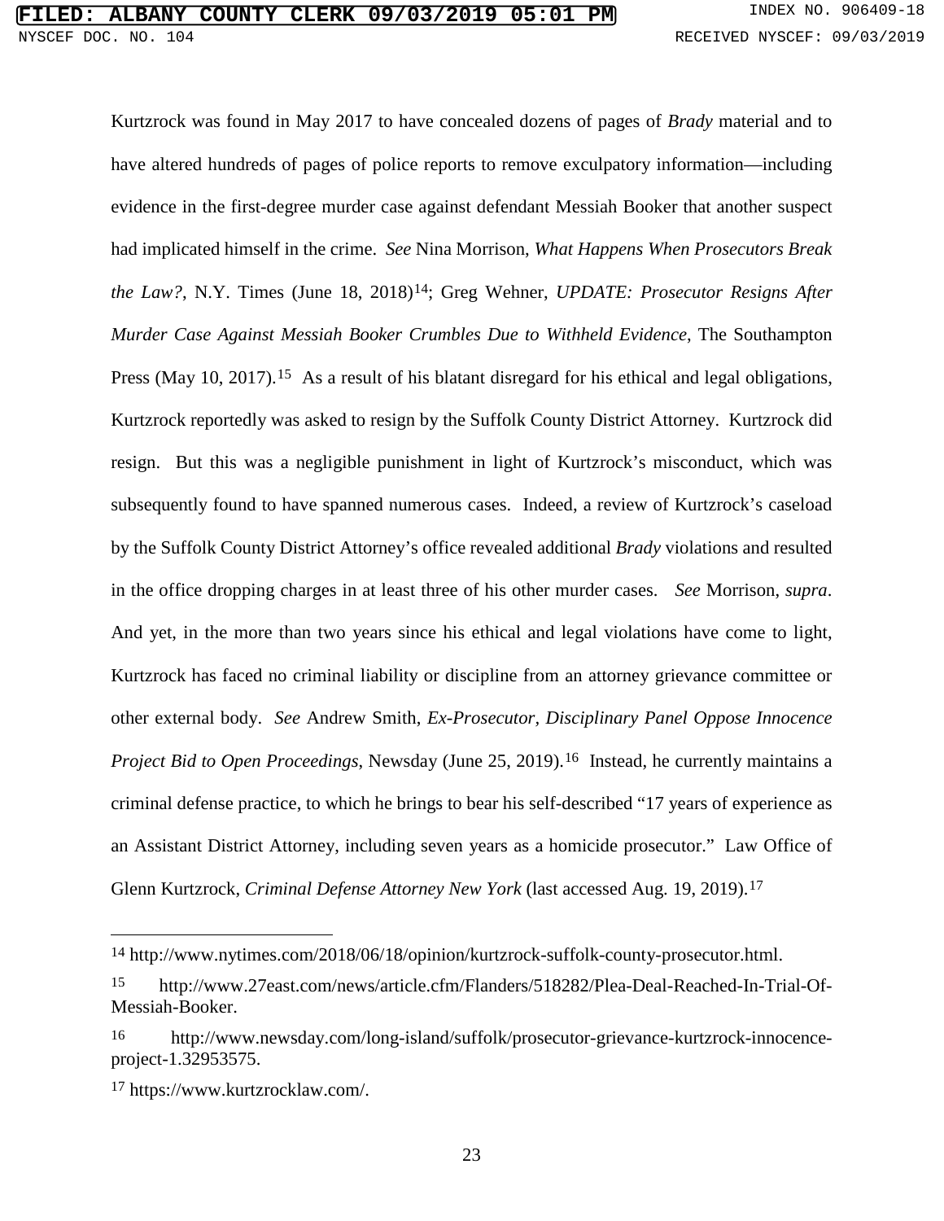Kurtzrock was found in May 2017 to have concealed dozens of pages of *Brady* material and to have altered hundreds of pages of police reports to remove exculpatory information—including evidence in the first-degree murder case against defendant Messiah Booker that another suspect had implicated himself in the crime. *See* Nina Morrison, *What Happens When Prosecutors Break the Law?*, N.Y. Times (June 18, 2018)[14]; Greg Wehner, *UPDATE: Prosecutor Resigns After Murder Case Against Messiah Booker Crumbles Due to Withheld Evidence*, The Southampton Press (May 10, 2017).[15] As a result of his blatant disregard for his ethical and legal obligations, Kurtzrock reportedly was asked to resign by the Suffolk County District Attorney. Kurtzrock did resign. But this was a negligible punishment in light of Kurtzrock's misconduct, which was subsequently found to have spanned numerous cases. Indeed, a review of Kurtzrock's caseload by the Suffolk County District Attorney's office revealed additional *Brady* violations and resulted in the office dropping charges in at least three of his other murder cases. *See* Morrison, *supra*. And yet, in the more than two years since his ethical and legal violations have come to light, Kurtzrock has faced no criminal liability or discipline from an attorney grievance committee or other external body. *See* Andrew Smith, *Ex-Prosecutor, Disciplinary Panel Oppose Innocence Project Bid to Open Proceedings*, Newsday (June 25, 2019).[16] Instead, he currently maintains a criminal defense practice, to which he brings to bear his self-described "17 years of experience as an Assistant District Attorney, including seven years as a homicide prosecutor." Law Office of Glenn Kurtzrock, *Criminal Defense Attorney New York* (last accessed Aug. 19, 2019).[17]

---

[14] http://www.nytimes.com/2018/06/18/opinion/kurtzrock-suffolk-county-prosecutor.html.

[15] http://www.27east.com/news/article.cfm/Flanders/518282/Plea-Deal-Reached-In-Trial-Of-Messiah-Booker.

[16] http://www.newsday.com/long-island/suffolk/prosecutor-grievance-kurtzrock-innocence-project-1.32953575.

[17] https://www.kurtzrocklaw.com/.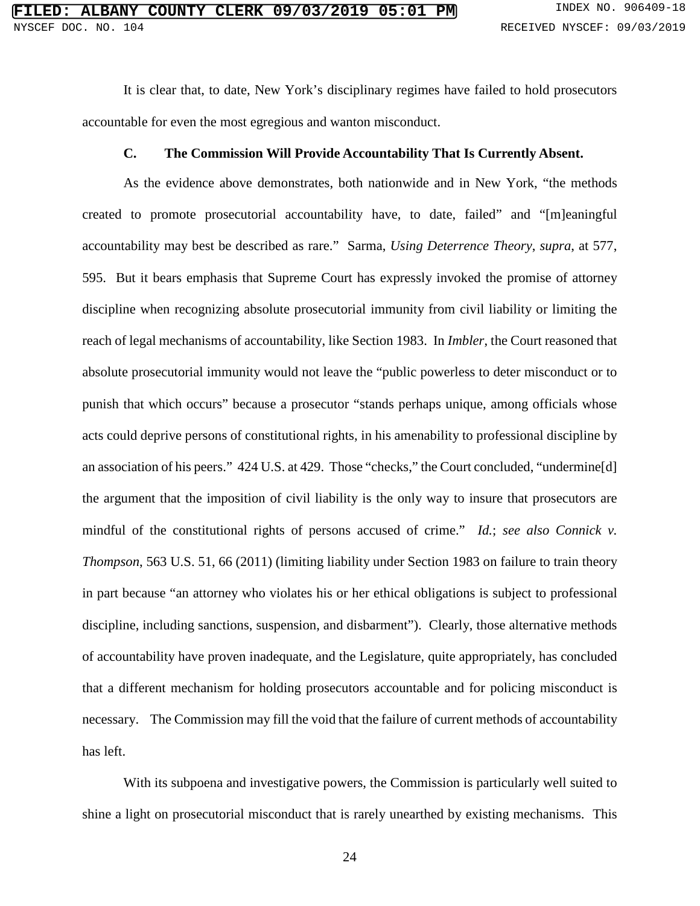It is clear that, to date, New York's disciplinary regimes have failed to hold prosecutors accountable for even the most egregious and wanton misconduct.

### C. The Commission Will Provide Accountability That Is Currently Absent.

As the evidence above demonstrates, both nationwide and in New York, "the methods created to promote prosecutorial accountability have, to date, failed" and "[m]eaningful accountability may best be described as rare." Sarma, *Using Deterrence Theory*, *supra*, at 577, 595. But it bears emphasis that Supreme Court has expressly invoked the promise of attorney discipline when recognizing absolute prosecutorial immunity from civil liability or limiting the reach of legal mechanisms of accountability, like Section 1983. In *Imbler*, the Court reasoned that absolute prosecutorial immunity would not leave the "public powerless to deter misconduct or to punish that which occurs" because a prosecutor "stands perhaps unique, among officials whose acts could deprive persons of constitutional rights, in his amenability to professional discipline by an association of his peers." 424 U.S. at 429. Those "checks," the Court concluded, "undermine[d] the argument that the imposition of civil liability is the only way to insure that prosecutors are mindful of the constitutional rights of persons accused of crime." *Id.*; *see also Connick v. Thompson*, 563 U.S. 51, 66 (2011) (limiting liability under Section 1983 on failure to train theory in part because "an attorney who violates his or her ethical obligations is subject to professional discipline, including sanctions, suspension, and disbarment"). Clearly, those alternative methods of accountability have proven inadequate, and the Legislature, quite appropriately, has concluded that a different mechanism for holding prosecutors accountable and for policing misconduct is necessary. The Commission may fill the void that the failure of current methods of accountability has left.

With its subpoena and investigative powers, the Commission is particularly well suited to shine a light on prosecutorial misconduct that is rarely unearthed by existing mechanisms. This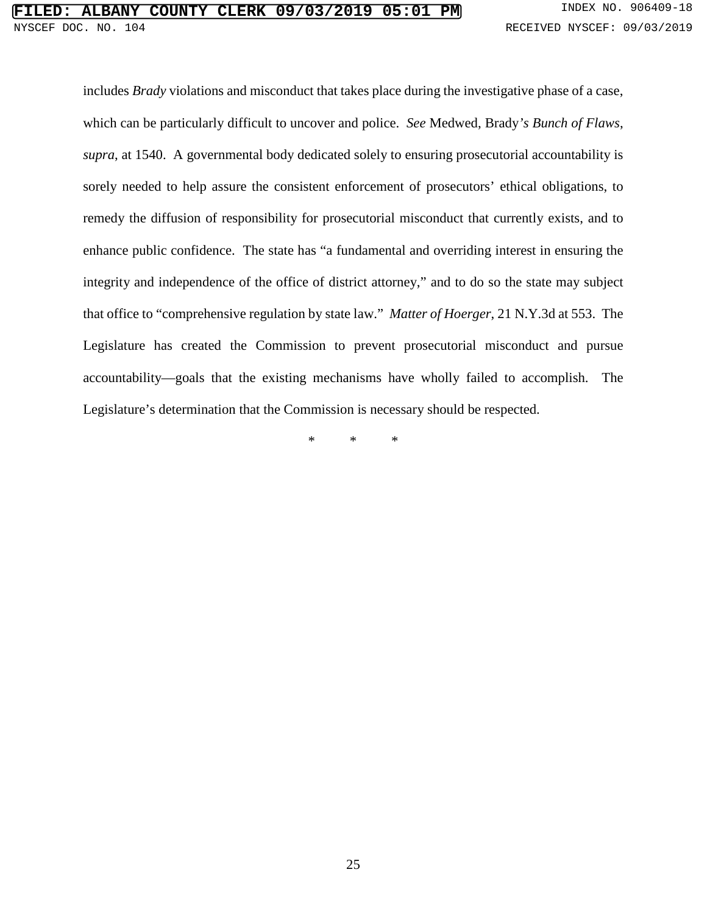includes *Brady* violations and misconduct that takes place during the investigative phase of a case, which can be particularly difficult to uncover and police. *See* Medwed, Brady*'s Bunch of Flaws*, *supra*, at 1540. A governmental body dedicated solely to ensuring prosecutorial accountability is sorely needed to help assure the consistent enforcement of prosecutors' ethical obligations, to remedy the diffusion of responsibility for prosecutorial misconduct that currently exists, and to enhance public confidence. The state has "a fundamental and overriding interest in ensuring the integrity and independence of the office of district attorney," and to do so the state may subject that office to "comprehensive regulation by state law." *Matter of Hoerger*, 21 N.Y.3d at 553. The Legislature has created the Commission to prevent prosecutorial misconduct and pursue accountability—goals that the existing mechanisms have wholly failed to accomplish. The Legislature's determination that the Commission is necessary should be respected.

\* \* \*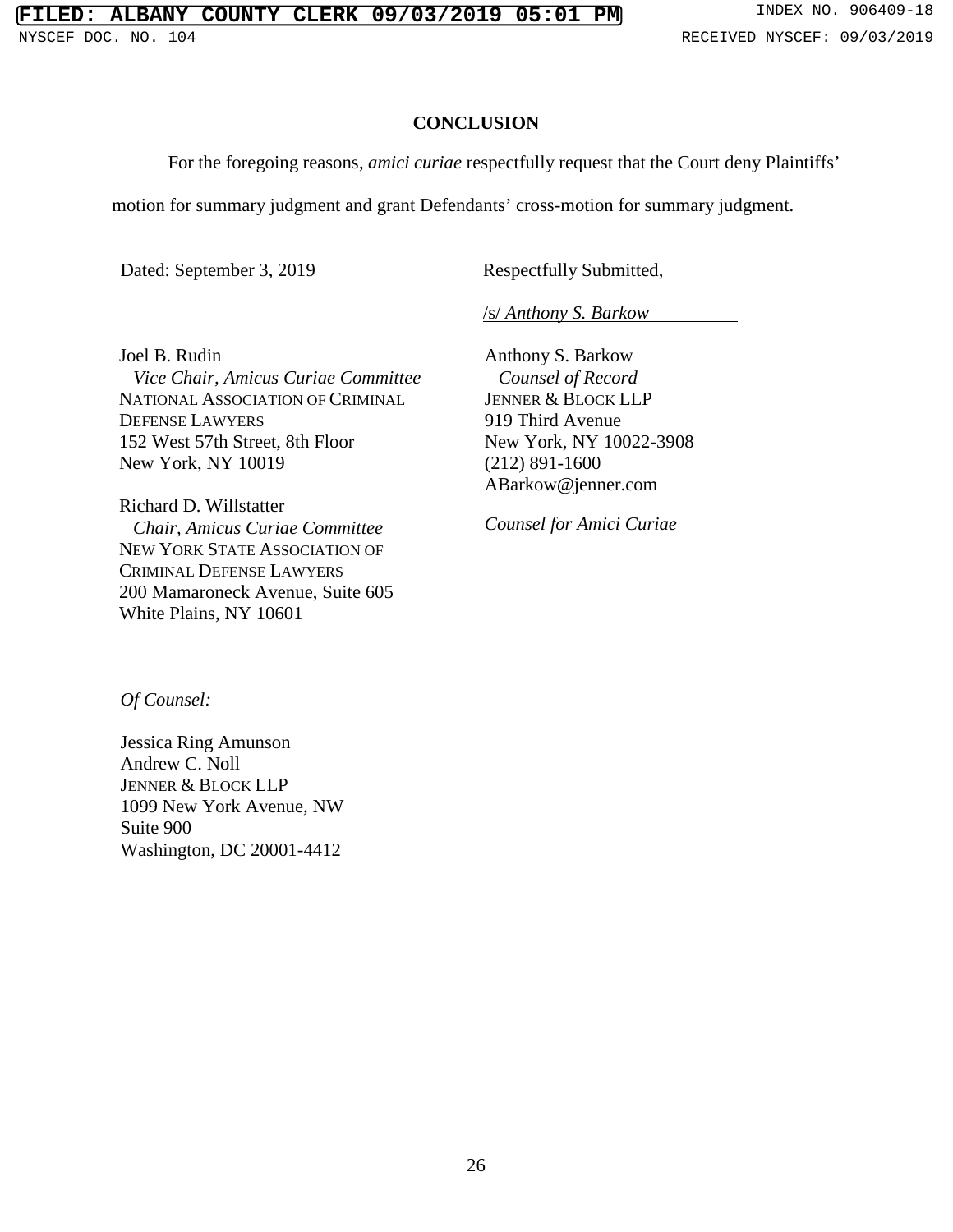**CONCLUSION**

For the foregoing reasons, *amici curiae* respectfully request that the Court deny Plaintiffs' motion for summary judgment and grant Defendants' cross-motion for summary judgment.

Dated: September 3, 2019

Respectfully Submitted,

/s/ *Anthony S. Barkow*

Anthony S. Barkow
*Counsel of Record*
JENNER & BLOCK LLP
919 Third Avenue
New York, NY 10022-3908
(212) 891-1600
ABarkow@jenner.com

*Counsel for Amici Curiae*

Joel B. Rudin
*Vice Chair, Amicus Curiae Committee*
NATIONAL ASSOCIATION OF CRIMINAL DEFENSE LAWYERS
152 West 57th Street, 8th Floor
New York, NY 10019

Richard D. Willstatter
*Chair, Amicus Curiae Committee*
NEW YORK STATE ASSOCIATION OF CRIMINAL DEFENSE LAWYERS
200 Mamaroneck Avenue, Suite 605
White Plains, NY 10601

*Of Counsel:*

Jessica Ring Amunson
Andrew C. Noll
JENNER & BLOCK LLP
1099 New York Avenue, NW
Suite 900
Washington, DC 20001-4412